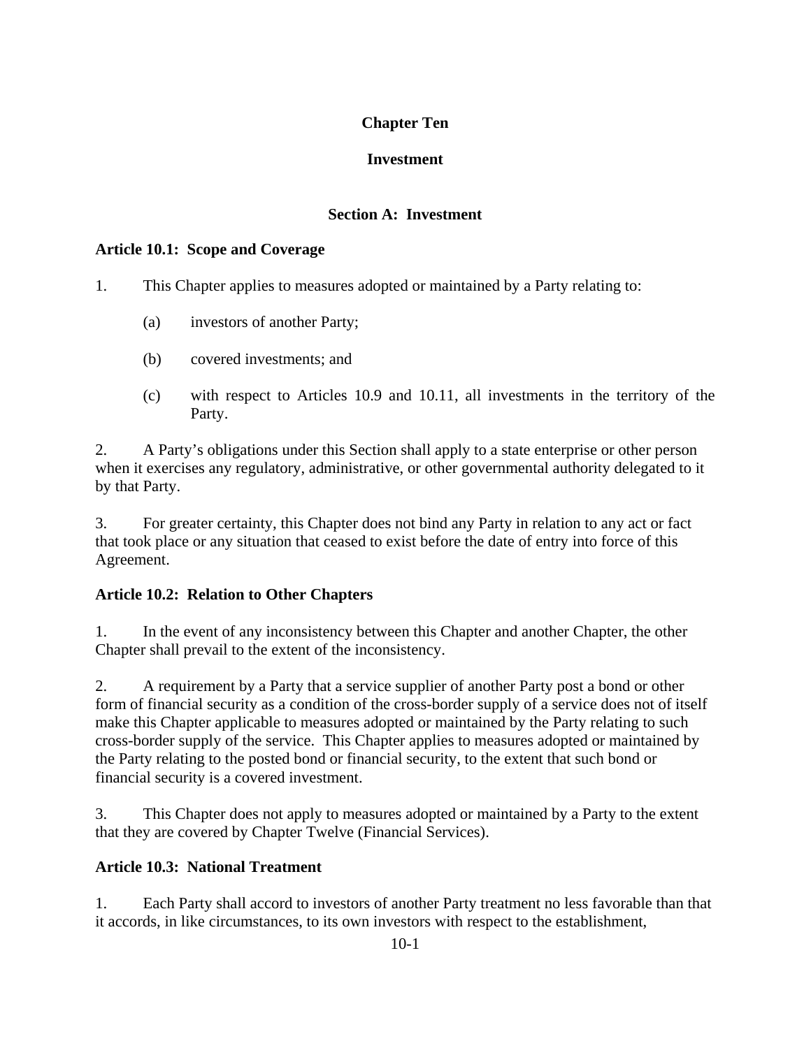# Chapter Ten

# Investment

## Section A: Investment

### Article 10.1: Scope and Coverage

1. This Chapter applies to measures adopted or maintained by a Party relating to:

   (a) investors of another Party;

   (b) covered investments; and

   (c) with respect to Articles 10.9 and 10.11, all investments in the territory of the Party.

2. A Party's obligations under this Section shall apply to a state enterprise or other person when it exercises any regulatory, administrative, or other governmental authority delegated to it by that Party.

3. For greater certainty, this Chapter does not bind any Party in relation to any act or fact that took place or any situation that ceased to exist before the date of entry into force of this Agreement.

### Article 10.2: Relation to Other Chapters

1. In the event of any inconsistency between this Chapter and another Chapter, the other Chapter shall prevail to the extent of the inconsistency.

2. A requirement by a Party that a service supplier of another Party post a bond or other form of financial security as a condition of the cross-border supply of a service does not of itself make this Chapter applicable to measures adopted or maintained by the Party relating to such cross-border supply of the service. This Chapter applies to measures adopted or maintained by the Party relating to the posted bond or financial security, to the extent that such bond or financial security is a covered investment.

3. This Chapter does not apply to measures adopted or maintained by a Party to the extent that they are covered by Chapter Twelve (Financial Services).

### Article 10.3: National Treatment

1. Each Party shall accord to investors of another Party treatment no less favorable than that it accords, in like circumstances, to its own investors with respect to the establishment,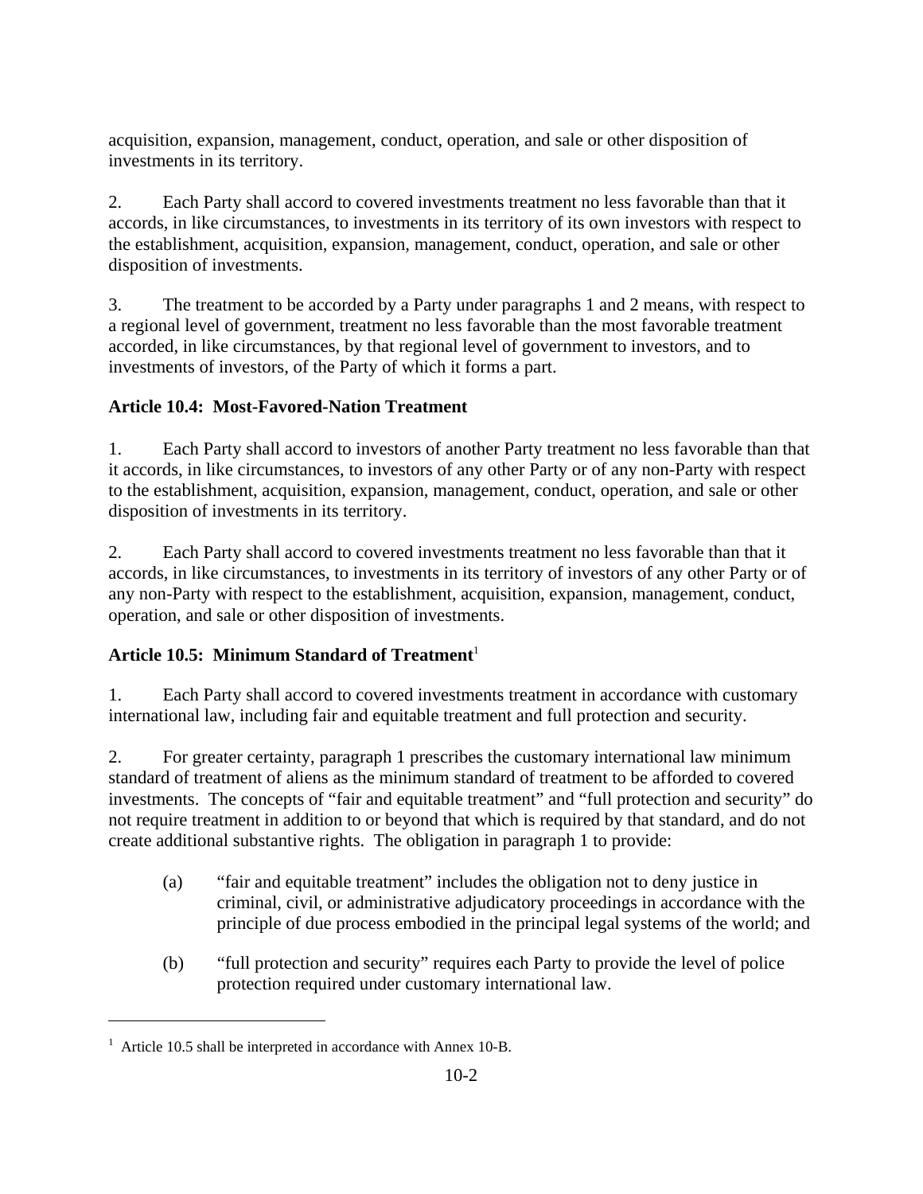acquisition, expansion, management, conduct, operation, and sale or other disposition of investments in its territory.

2. Each Party shall accord to covered investments treatment no less favorable than that it accords, in like circumstances, to investments in its territory of its own investors with respect to the establishment, acquisition, expansion, management, conduct, operation, and sale or other disposition of investments.

3. The treatment to be accorded by a Party under paragraphs 1 and 2 means, with respect to a regional level of government, treatment no less favorable than the most favorable treatment accorded, in like circumstances, by that regional level of government to investors, and to investments of investors, of the Party of which it forms a part.

**Article 10.4: Most-Favored-Nation Treatment**

1. Each Party shall accord to investors of another Party treatment no less favorable than that it accords, in like circumstances, to investors of any other Party or of any non-Party with respect to the establishment, acquisition, expansion, management, conduct, operation, and sale or other disposition of investments in its territory.

2. Each Party shall accord to covered investments treatment no less favorable than that it accords, in like circumstances, to investments in its territory of investors of any other Party or of any non-Party with respect to the establishment, acquisition, expansion, management, conduct, operation, and sale or other disposition of investments.

**Article 10.5: Minimum Standard of Treatment**[1]

1. Each Party shall accord to covered investments treatment in accordance with customary international law, including fair and equitable treatment and full protection and security.

2. For greater certainty, paragraph 1 prescribes the customary international law minimum standard of treatment of aliens as the minimum standard of treatment to be afforded to covered investments. The concepts of "fair and equitable treatment" and "full protection and security" do not require treatment in addition to or beyond that which is required by that standard, and do not create additional substantive rights. The obligation in paragraph 1 to provide:

(a) "fair and equitable treatment" includes the obligation not to deny justice in criminal, civil, or administrative adjudicatory proceedings in accordance with the principle of due process embodied in the principal legal systems of the world; and

(b) "full protection and security" requires each Party to provide the level of police protection required under customary international law.

---

[1] Article 10.5 shall be interpreted in accordance with Annex 10-B.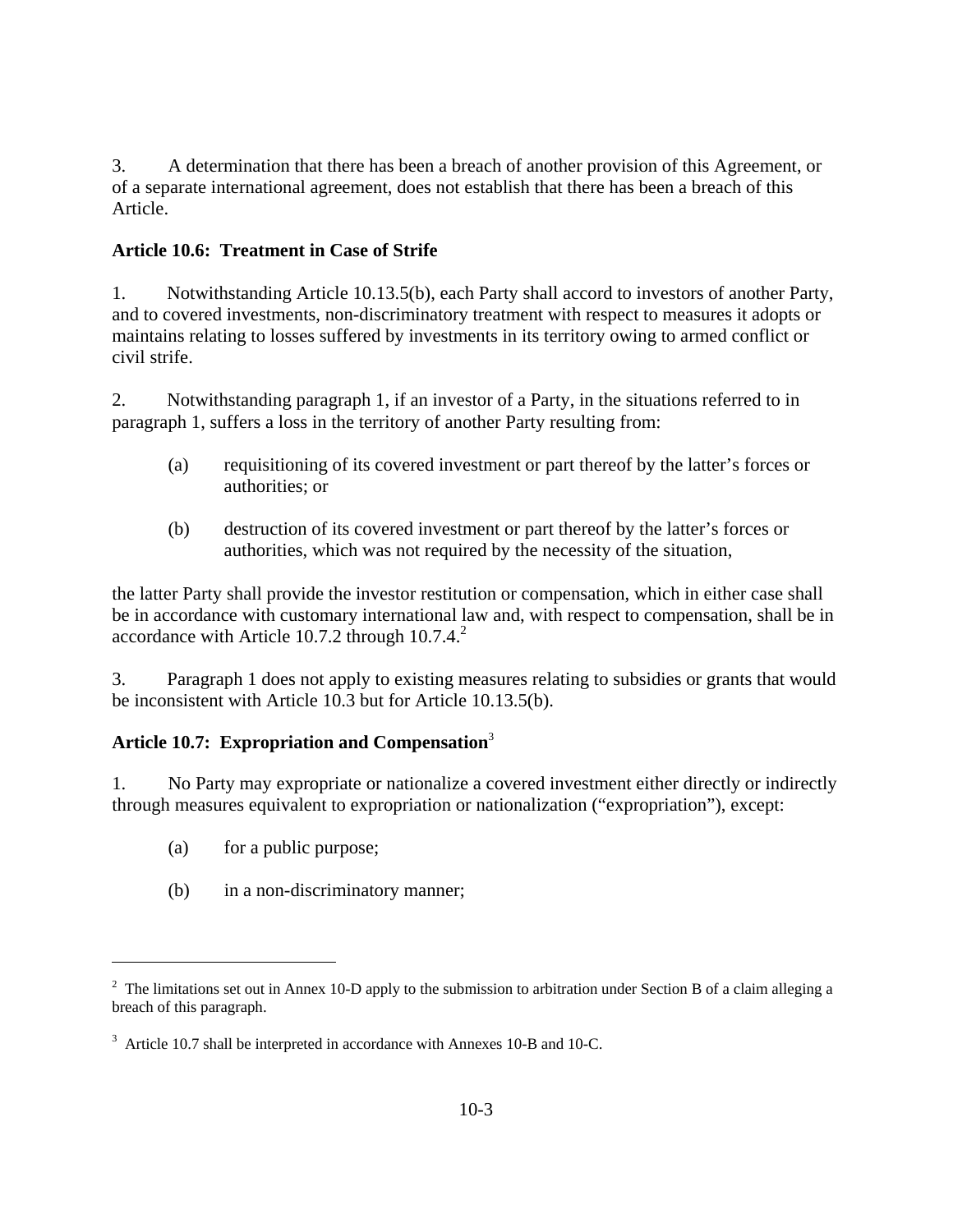3. A determination that there has been a breach of another provision of this Agreement, or of a separate international agreement, does not establish that there has been a breach of this Article.

**Article 10.6: Treatment in Case of Strife**

1. Notwithstanding Article 10.13.5(b), each Party shall accord to investors of another Party, and to covered investments, non-discriminatory treatment with respect to measures it adopts or maintains relating to losses suffered by investments in its territory owing to armed conflict or civil strife.

2. Notwithstanding paragraph 1, if an investor of a Party, in the situations referred to in paragraph 1, suffers a loss in the territory of another Party resulting from:

(a) requisitioning of its covered investment or part thereof by the latter's forces or authorities; or

(b) destruction of its covered investment or part thereof by the latter's forces or authorities, which was not required by the necessity of the situation,

the latter Party shall provide the investor restitution or compensation, which in either case shall be in accordance with customary international law and, with respect to compensation, shall be in accordance with Article 10.7.2 through 10.7.4.[2]

3. Paragraph 1 does not apply to existing measures relating to subsidies or grants that would be inconsistent with Article 10.3 but for Article 10.13.5(b).

**Article 10.7: Expropriation and Compensation**[3]

1. No Party may expropriate or nationalize a covered investment either directly or indirectly through measures equivalent to expropriation or nationalization ("expropriation"), except:

(a) for a public purpose;

(b) in a non-discriminatory manner;

---

[2] The limitations set out in Annex 10-D apply to the submission to arbitration under Section B of a claim alleging a breach of this paragraph.

[3] Article 10.7 shall be interpreted in accordance with Annexes 10-B and 10-C.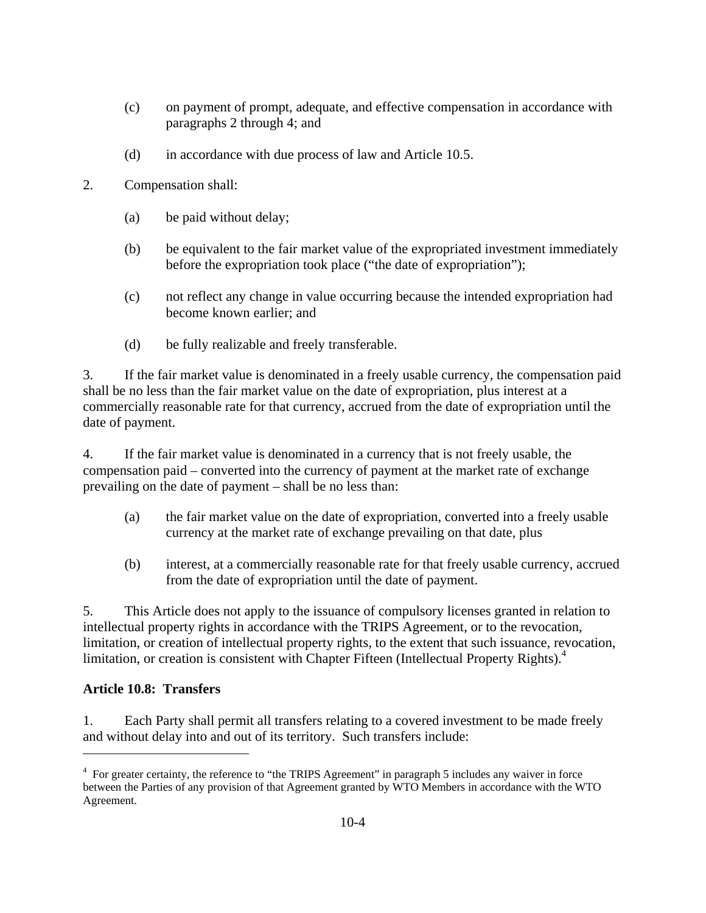(c) on payment of prompt, adequate, and effective compensation in accordance with paragraphs 2 through 4; and

(d) in accordance with due process of law and Article 10.5.

2. Compensation shall:

(a) be paid without delay;

(b) be equivalent to the fair market value of the expropriated investment immediately before the expropriation took place ("the date of expropriation");

(c) not reflect any change in value occurring because the intended expropriation had become known earlier; and

(d) be fully realizable and freely transferable.

3. If the fair market value is denominated in a freely usable currency, the compensation paid shall be no less than the fair market value on the date of expropriation, plus interest at a commercially reasonable rate for that currency, accrued from the date of expropriation until the date of payment.

4. If the fair market value is denominated in a currency that is not freely usable, the compensation paid – converted into the currency of payment at the market rate of exchange prevailing on the date of payment – shall be no less than:

(a) the fair market value on the date of expropriation, converted into a freely usable currency at the market rate of exchange prevailing on that date, plus

(b) interest, at a commercially reasonable rate for that freely usable currency, accrued from the date of expropriation until the date of payment.

5. This Article does not apply to the issuance of compulsory licenses granted in relation to intellectual property rights in accordance with the TRIPS Agreement, or to the revocation, limitation, or creation of intellectual property rights, to the extent that such issuance, revocation, limitation, or creation is consistent with Chapter Fifteen (Intellectual Property Rights).[4]

**Article 10.8: Transfers**

1. Each Party shall permit all transfers relating to a covered investment to be made freely and without delay into and out of its territory. Such transfers include:

---

[4] For greater certainty, the reference to "the TRIPS Agreement" in paragraph 5 includes any waiver in force between the Parties of any provision of that Agreement granted by WTO Members in accordance with the WTO Agreement.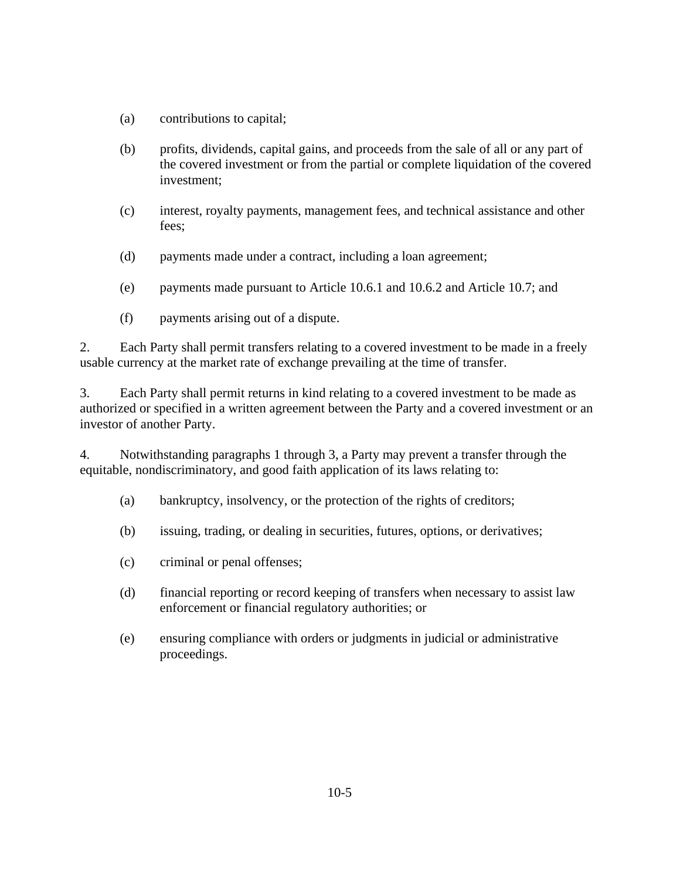(a) contributions to capital;

(b) profits, dividends, capital gains, and proceeds from the sale of all or any part of the covered investment or from the partial or complete liquidation of the covered investment;

(c) interest, royalty payments, management fees, and technical assistance and other fees;

(d) payments made under a contract, including a loan agreement;

(e) payments made pursuant to Article 10.6.1 and 10.6.2 and Article 10.7; and

(f) payments arising out of a dispute.

2. Each Party shall permit transfers relating to a covered investment to be made in a freely usable currency at the market rate of exchange prevailing at the time of transfer.

3. Each Party shall permit returns in kind relating to a covered investment to be made as authorized or specified in a written agreement between the Party and a covered investment or an investor of another Party.

4. Notwithstanding paragraphs 1 through 3, a Party may prevent a transfer through the equitable, nondiscriminatory, and good faith application of its laws relating to:

(a) bankruptcy, insolvency, or the protection of the rights of creditors;

(b) issuing, trading, or dealing in securities, futures, options, or derivatives;

(c) criminal or penal offenses;

(d) financial reporting or record keeping of transfers when necessary to assist law enforcement or financial regulatory authorities; or

(e) ensuring compliance with orders or judgments in judicial or administrative proceedings.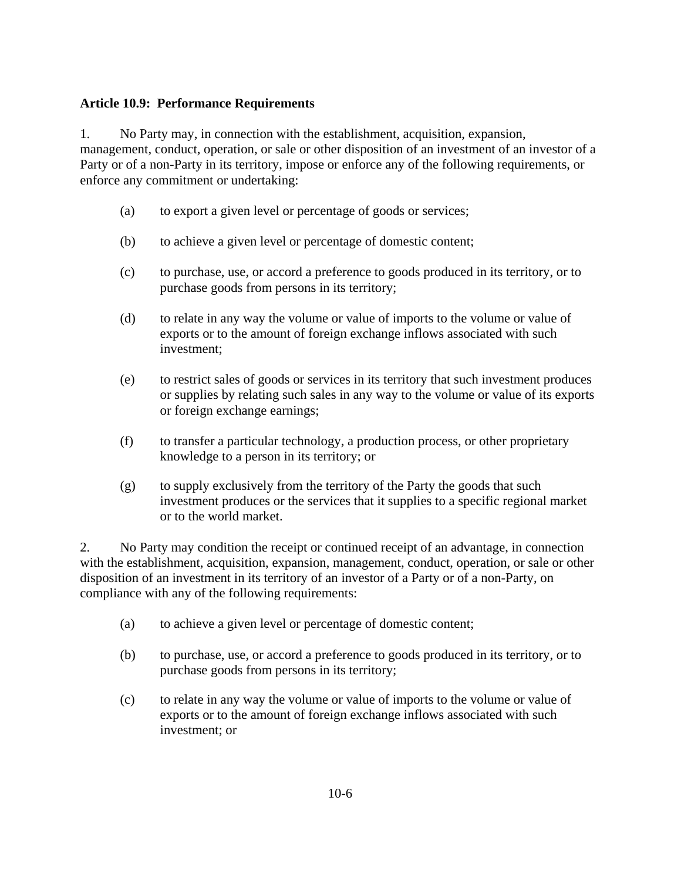**Article 10.9: Performance Requirements**

1. No Party may, in connection with the establishment, acquisition, expansion, management, conduct, operation, or sale or other disposition of an investment of an investor of a Party or of a non-Party in its territory, impose or enforce any of the following requirements, or enforce any commitment or undertaking:

  (a) to export a given level or percentage of goods or services;

  (b) to achieve a given level or percentage of domestic content;

  (c) to purchase, use, or accord a preference to goods produced in its territory, or to purchase goods from persons in its territory;

  (d) to relate in any way the volume or value of imports to the volume or value of exports or to the amount of foreign exchange inflows associated with such investment;

  (e) to restrict sales of goods or services in its territory that such investment produces or supplies by relating such sales in any way to the volume or value of its exports or foreign exchange earnings;

  (f) to transfer a particular technology, a production process, or other proprietary knowledge to a person in its territory; or

  (g) to supply exclusively from the territory of the Party the goods that such investment produces or the services that it supplies to a specific regional market or to the world market.

2. No Party may condition the receipt or continued receipt of an advantage, in connection with the establishment, acquisition, expansion, management, conduct, operation, or sale or other disposition of an investment in its territory of an investor of a Party or of a non-Party, on compliance with any of the following requirements:

  (a) to achieve a given level or percentage of domestic content;

  (b) to purchase, use, or accord a preference to goods produced in its territory, or to purchase goods from persons in its territory;

  (c) to relate in any way the volume or value of imports to the volume or value of exports or to the amount of foreign exchange inflows associated with such investment; or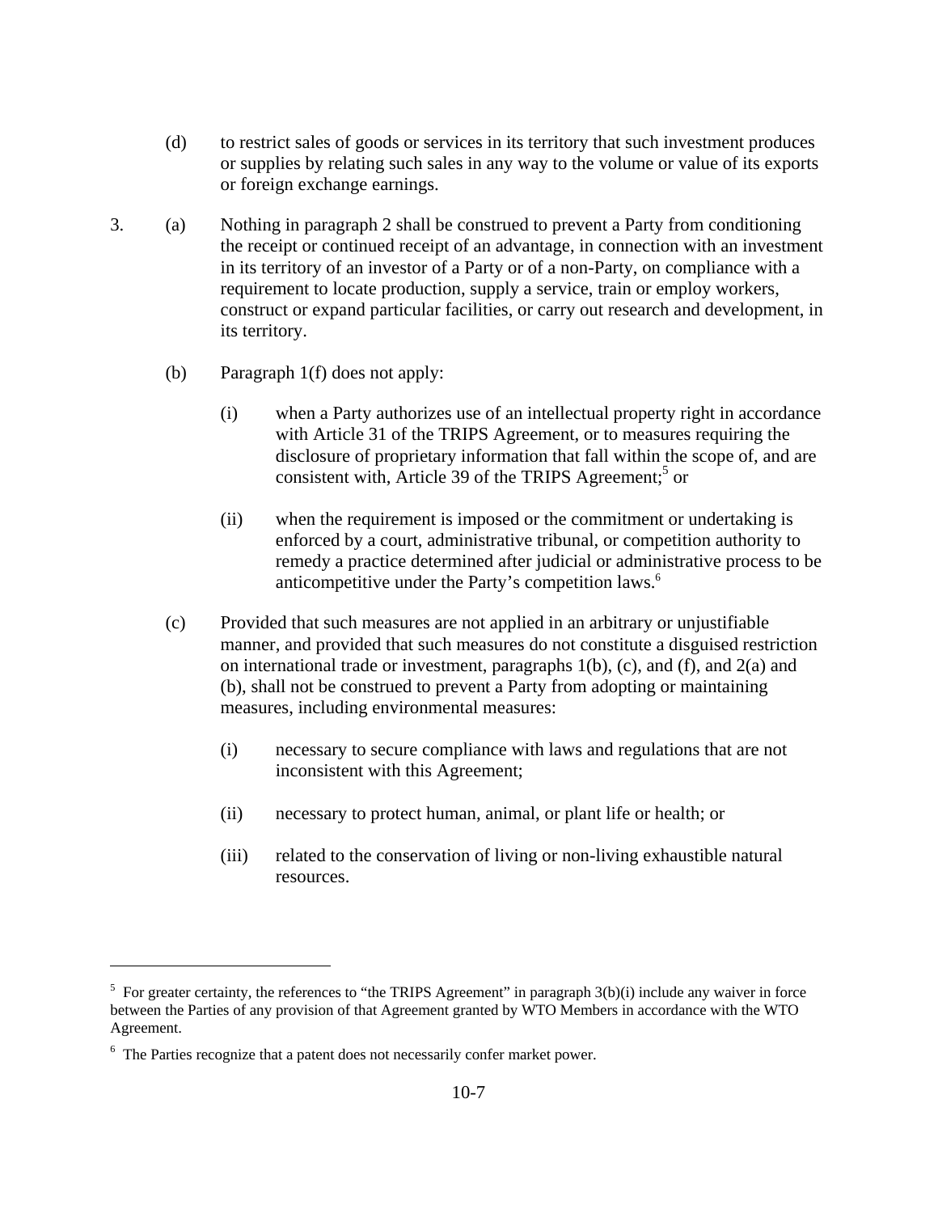(d) to restrict sales of goods or services in its territory that such investment produces or supplies by relating such sales in any way to the volume or value of its exports or foreign exchange earnings.

3. (a) Nothing in paragraph 2 shall be construed to prevent a Party from conditioning the receipt or continued receipt of an advantage, in connection with an investment in its territory of an investor of a Party or of a non-Party, on compliance with a requirement to locate production, supply a service, train or employ workers, construct or expand particular facilities, or carry out research and development, in its territory.

(b) Paragraph 1(f) does not apply:

(i) when a Party authorizes use of an intellectual property right in accordance with Article 31 of the TRIPS Agreement, or to measures requiring the disclosure of proprietary information that fall within the scope of, and are consistent with, Article 39 of the TRIPS Agreement;[5] or

(ii) when the requirement is imposed or the commitment or undertaking is enforced by a court, administrative tribunal, or competition authority to remedy a practice determined after judicial or administrative process to be anticompetitive under the Party's competition laws.[6]

(c) Provided that such measures are not applied in an arbitrary or unjustifiable manner, and provided that such measures do not constitute a disguised restriction on international trade or investment, paragraphs 1(b), (c), and (f), and 2(a) and (b), shall not be construed to prevent a Party from adopting or maintaining measures, including environmental measures:

(i) necessary to secure compliance with laws and regulations that are not inconsistent with this Agreement;

(ii) necessary to protect human, animal, or plant life or health; or

(iii) related to the conservation of living or non-living exhaustible natural resources.

---

[5] For greater certainty, the references to "the TRIPS Agreement" in paragraph 3(b)(i) include any waiver in force between the Parties of any provision of that Agreement granted by WTO Members in accordance with the WTO Agreement.

[6] The Parties recognize that a patent does not necessarily confer market power.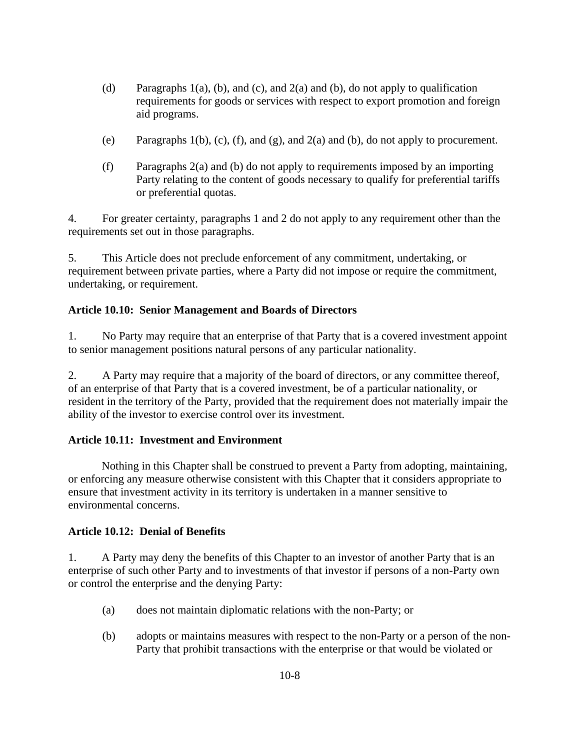(d) Paragraphs 1(a), (b), and (c), and 2(a) and (b), do not apply to qualification requirements for goods or services with respect to export promotion and foreign aid programs.

(e) Paragraphs 1(b), (c), (f), and (g), and 2(a) and (b), do not apply to procurement.

(f) Paragraphs 2(a) and (b) do not apply to requirements imposed by an importing Party relating to the content of goods necessary to qualify for preferential tariffs or preferential quotas.

4. For greater certainty, paragraphs 1 and 2 do not apply to any requirement other than the requirements set out in those paragraphs.

5. This Article does not preclude enforcement of any commitment, undertaking, or requirement between private parties, where a Party did not impose or require the commitment, undertaking, or requirement.

**Article 10.10: Senior Management and Boards of Directors**

1. No Party may require that an enterprise of that Party that is a covered investment appoint to senior management positions natural persons of any particular nationality.

2. A Party may require that a majority of the board of directors, or any committee thereof, of an enterprise of that Party that is a covered investment, be of a particular nationality, or resident in the territory of the Party, provided that the requirement does not materially impair the ability of the investor to exercise control over its investment.

**Article 10.11: Investment and Environment**

Nothing in this Chapter shall be construed to prevent a Party from adopting, maintaining, or enforcing any measure otherwise consistent with this Chapter that it considers appropriate to ensure that investment activity in its territory is undertaken in a manner sensitive to environmental concerns.

**Article 10.12: Denial of Benefits**

1. A Party may deny the benefits of this Chapter to an investor of another Party that is an enterprise of such other Party and to investments of that investor if persons of a non-Party own or control the enterprise and the denying Party:

(a) does not maintain diplomatic relations with the non-Party; or

(b) adopts or maintains measures with respect to the non-Party or a person of the non-Party that prohibit transactions with the enterprise or that would be violated or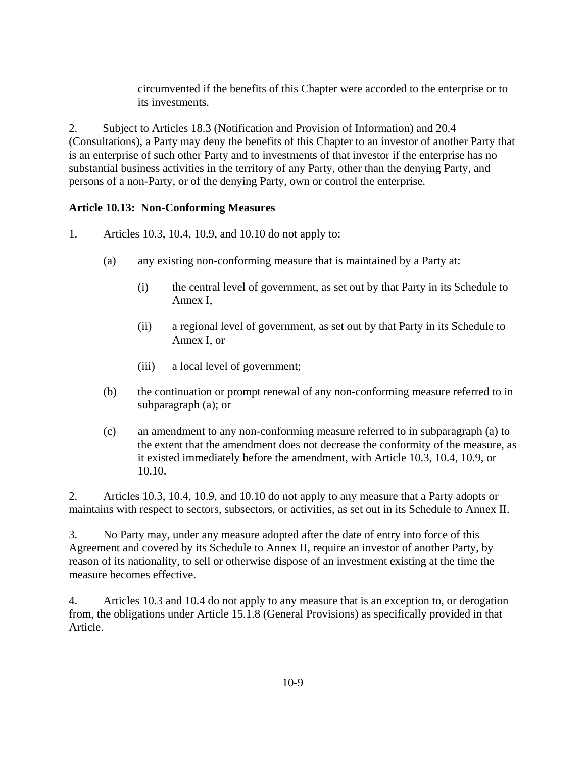circumvented if the benefits of this Chapter were accorded to the enterprise or to its investments.

2. Subject to Articles 18.3 (Notification and Provision of Information) and 20.4 (Consultations), a Party may deny the benefits of this Chapter to an investor of another Party that is an enterprise of such other Party and to investments of that investor if the enterprise has no substantial business activities in the territory of any Party, other than the denying Party, and persons of a non-Party, or of the denying Party, own or control the enterprise.

**Article 10.13: Non-Conforming Measures**

1. Articles 10.3, 10.4, 10.9, and 10.10 do not apply to:

   (a) any existing non-conforming measure that is maintained by a Party at:

      (i) the central level of government, as set out by that Party in its Schedule to Annex I,

      (ii) a regional level of government, as set out by that Party in its Schedule to Annex I, or

      (iii) a local level of government;

   (b) the continuation or prompt renewal of any non-conforming measure referred to in subparagraph (a); or

   (c) an amendment to any non-conforming measure referred to in subparagraph (a) to the extent that the amendment does not decrease the conformity of the measure, as it existed immediately before the amendment, with Article 10.3, 10.4, 10.9, or 10.10.

2. Articles 10.3, 10.4, 10.9, and 10.10 do not apply to any measure that a Party adopts or maintains with respect to sectors, subsectors, or activities, as set out in its Schedule to Annex II.

3. No Party may, under any measure adopted after the date of entry into force of this Agreement and covered by its Schedule to Annex II, require an investor of another Party, by reason of its nationality, to sell or otherwise dispose of an investment existing at the time the measure becomes effective.

4. Articles 10.3 and 10.4 do not apply to any measure that is an exception to, or derogation from, the obligations under Article 15.1.8 (General Provisions) as specifically provided in that Article.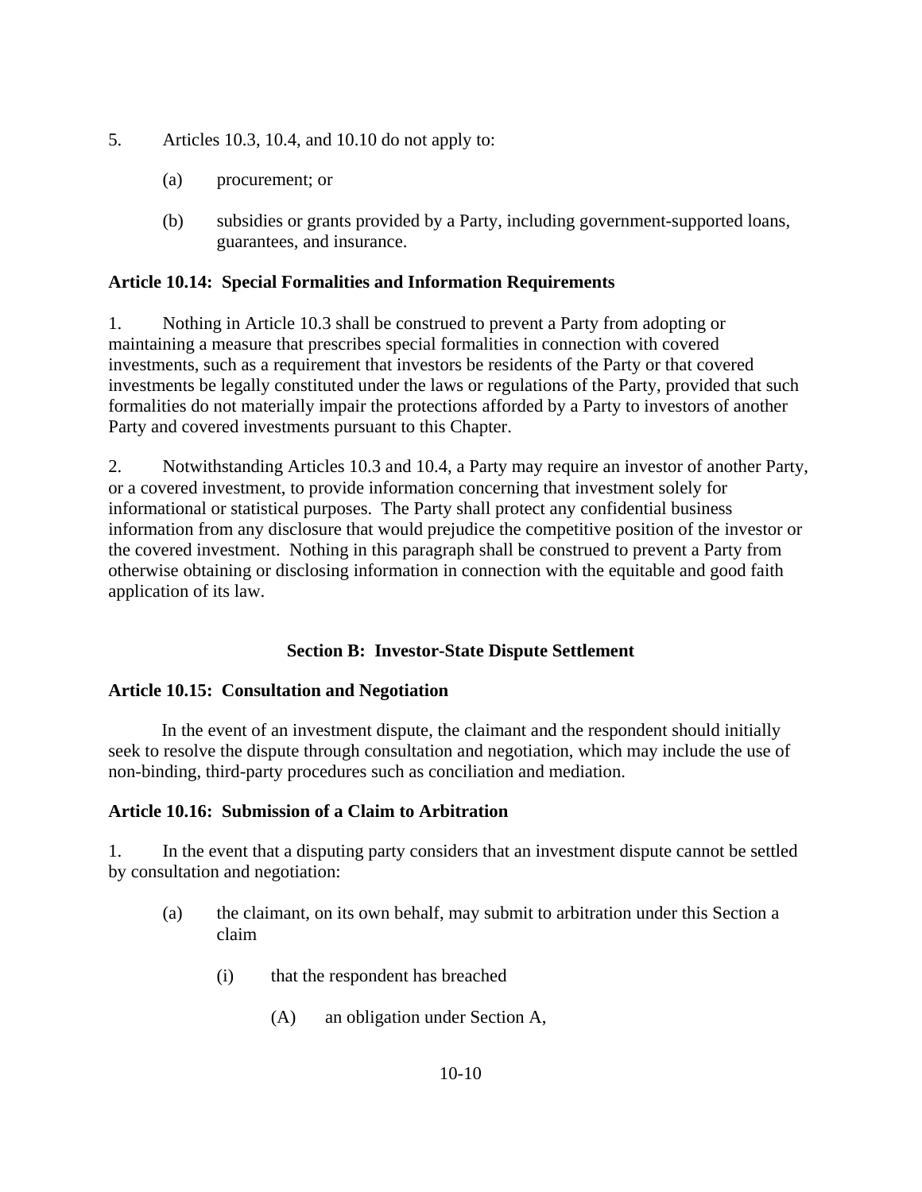5. Articles 10.3, 10.4, and 10.10 do not apply to:

   (a) procurement; or

   (b) subsidies or grants provided by a Party, including government-supported loans, guarantees, and insurance.

**Article 10.14: Special Formalities and Information Requirements**

1. Nothing in Article 10.3 shall be construed to prevent a Party from adopting or maintaining a measure that prescribes special formalities in connection with covered investments, such as a requirement that investors be residents of the Party or that covered investments be legally constituted under the laws or regulations of the Party, provided that such formalities do not materially impair the protections afforded by a Party to investors of another Party and covered investments pursuant to this Chapter.

2. Notwithstanding Articles 10.3 and 10.4, a Party may require an investor of another Party, or a covered investment, to provide information concerning that investment solely for informational or statistical purposes. The Party shall protect any confidential business information from any disclosure that would prejudice the competitive position of the investor or the covered investment. Nothing in this paragraph shall be construed to prevent a Party from otherwise obtaining or disclosing information in connection with the equitable and good faith application of its law.

## Section B: Investor-State Dispute Settlement

**Article 10.15: Consultation and Negotiation**

In the event of an investment dispute, the claimant and the respondent should initially seek to resolve the dispute through consultation and negotiation, which may include the use of non-binding, third-party procedures such as conciliation and mediation.

**Article 10.16: Submission of a Claim to Arbitration**

1. In the event that a disputing party considers that an investment dispute cannot be settled by consultation and negotiation:

   (a) the claimant, on its own behalf, may submit to arbitration under this Section a claim

      (i) that the respondent has breached

         (A) an obligation under Section A,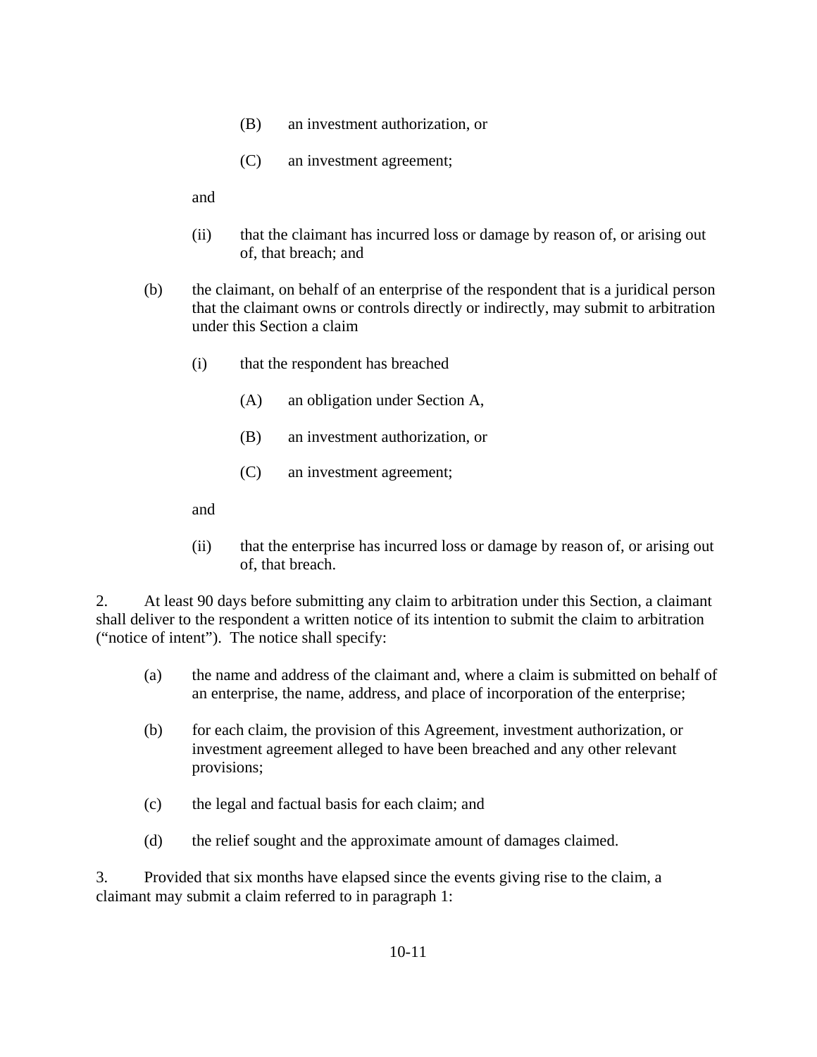(B) an investment authorization, or

(C) an investment agreement;

and

(ii) that the claimant has incurred loss or damage by reason of, or arising out of, that breach; and

(b) the claimant, on behalf of an enterprise of the respondent that is a juridical person that the claimant owns or controls directly or indirectly, may submit to arbitration under this Section a claim

(i) that the respondent has breached

(A) an obligation under Section A,

(B) an investment authorization, or

(C) an investment agreement;

and

(ii) that the enterprise has incurred loss or damage by reason of, or arising out of, that breach.

2. At least 90 days before submitting any claim to arbitration under this Section, a claimant shall deliver to the respondent a written notice of its intention to submit the claim to arbitration ("notice of intent"). The notice shall specify:

(a) the name and address of the claimant and, where a claim is submitted on behalf of an enterprise, the name, address, and place of incorporation of the enterprise;

(b) for each claim, the provision of this Agreement, investment authorization, or investment agreement alleged to have been breached and any other relevant provisions;

(c) the legal and factual basis for each claim; and

(d) the relief sought and the approximate amount of damages claimed.

3. Provided that six months have elapsed since the events giving rise to the claim, a claimant may submit a claim referred to in paragraph 1: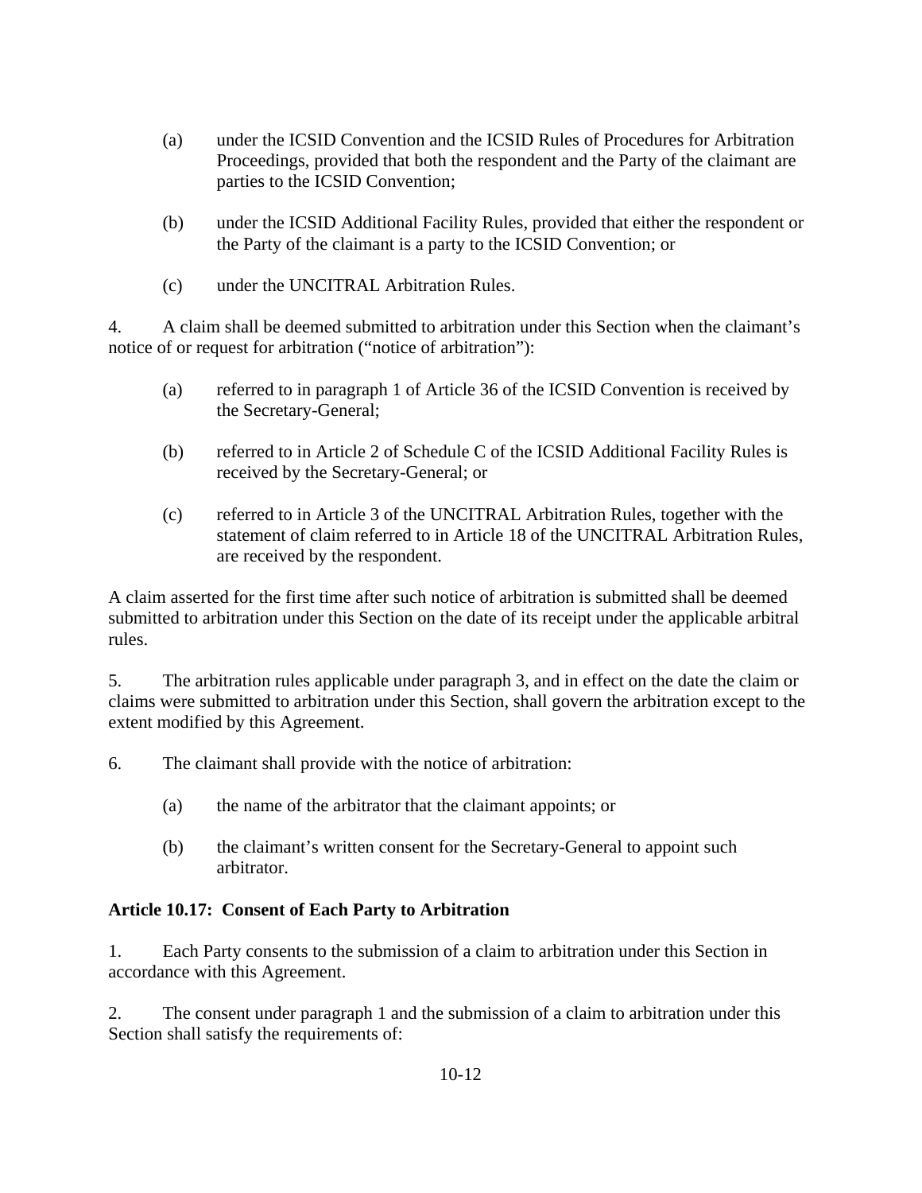(a) under the ICSID Convention and the ICSID Rules of Procedures for Arbitration Proceedings, provided that both the respondent and the Party of the claimant are parties to the ICSID Convention;

(b) under the ICSID Additional Facility Rules, provided that either the respondent or the Party of the claimant is a party to the ICSID Convention; or

(c) under the UNCITRAL Arbitration Rules.

4. A claim shall be deemed submitted to arbitration under this Section when the claimant's notice of or request for arbitration ("notice of arbitration"):

(a) referred to in paragraph 1 of Article 36 of the ICSID Convention is received by the Secretary-General;

(b) referred to in Article 2 of Schedule C of the ICSID Additional Facility Rules is received by the Secretary-General; or

(c) referred to in Article 3 of the UNCITRAL Arbitration Rules, together with the statement of claim referred to in Article 18 of the UNCITRAL Arbitration Rules, are received by the respondent.

A claim asserted for the first time after such notice of arbitration is submitted shall be deemed submitted to arbitration under this Section on the date of its receipt under the applicable arbitral rules.

5. The arbitration rules applicable under paragraph 3, and in effect on the date the claim or claims were submitted to arbitration under this Section, shall govern the arbitration except to the extent modified by this Agreement.

6. The claimant shall provide with the notice of arbitration:

(a) the name of the arbitrator that the claimant appoints; or

(b) the claimant's written consent for the Secretary-General to appoint such arbitrator.

**Article 10.17: Consent of Each Party to Arbitration**

1. Each Party consents to the submission of a claim to arbitration under this Section in accordance with this Agreement.

2. The consent under paragraph 1 and the submission of a claim to arbitration under this Section shall satisfy the requirements of: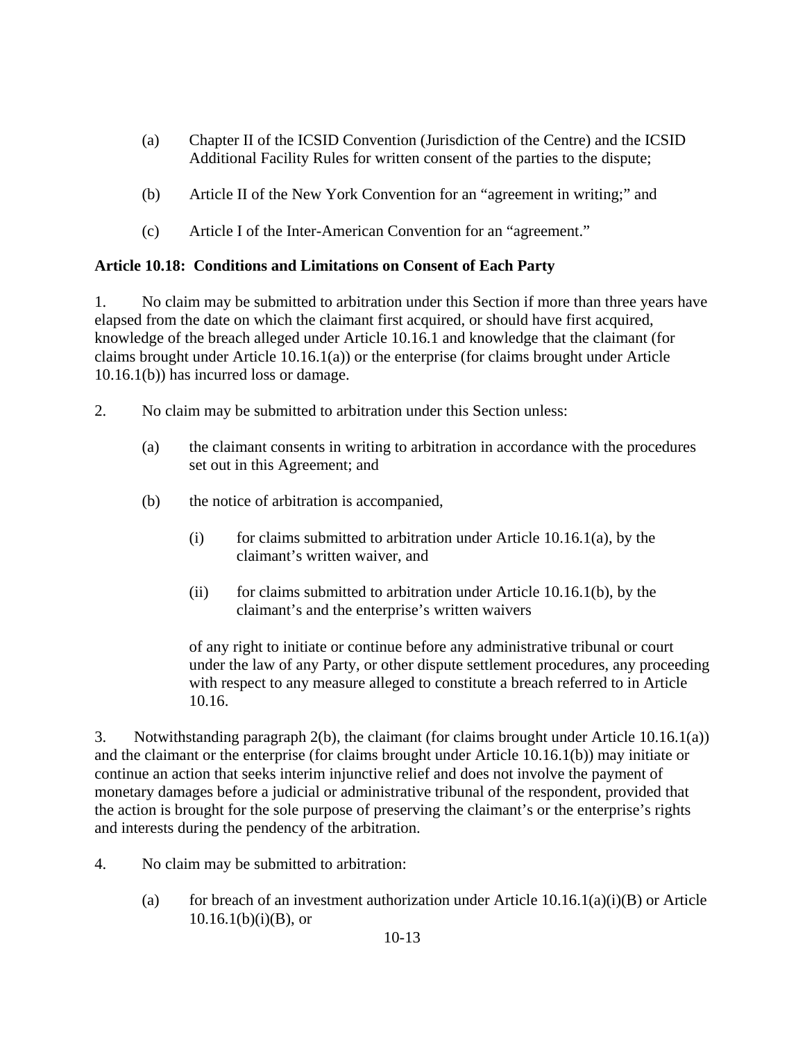(a) Chapter II of the ICSID Convention (Jurisdiction of the Centre) and the ICSID Additional Facility Rules for written consent of the parties to the dispute;

(b) Article II of the New York Convention for an "agreement in writing;" and

(c) Article I of the Inter-American Convention for an "agreement."

**Article 10.18: Conditions and Limitations on Consent of Each Party**

1. No claim may be submitted to arbitration under this Section if more than three years have elapsed from the date on which the claimant first acquired, or should have first acquired, knowledge of the breach alleged under Article 10.16.1 and knowledge that the claimant (for claims brought under Article 10.16.1(a)) or the enterprise (for claims brought under Article 10.16.1(b)) has incurred loss or damage.

2. No claim may be submitted to arbitration under this Section unless:

(a) the claimant consents in writing to arbitration in accordance with the procedures set out in this Agreement; and

(b) the notice of arbitration is accompanied,

(i) for claims submitted to arbitration under Article 10.16.1(a), by the claimant's written waiver, and

(ii) for claims submitted to arbitration under Article 10.16.1(b), by the claimant's and the enterprise's written waivers

of any right to initiate or continue before any administrative tribunal or court under the law of any Party, or other dispute settlement procedures, any proceeding with respect to any measure alleged to constitute a breach referred to in Article 10.16.

3. Notwithstanding paragraph 2(b), the claimant (for claims brought under Article 10.16.1(a)) and the claimant or the enterprise (for claims brought under Article 10.16.1(b)) may initiate or continue an action that seeks interim injunctive relief and does not involve the payment of monetary damages before a judicial or administrative tribunal of the respondent, provided that the action is brought for the sole purpose of preserving the claimant's or the enterprise's rights and interests during the pendency of the arbitration.

4. No claim may be submitted to arbitration:

(a) for breach of an investment authorization under Article 10.16.1(a)(i)(B) or Article 10.16.1(b)(i)(B), or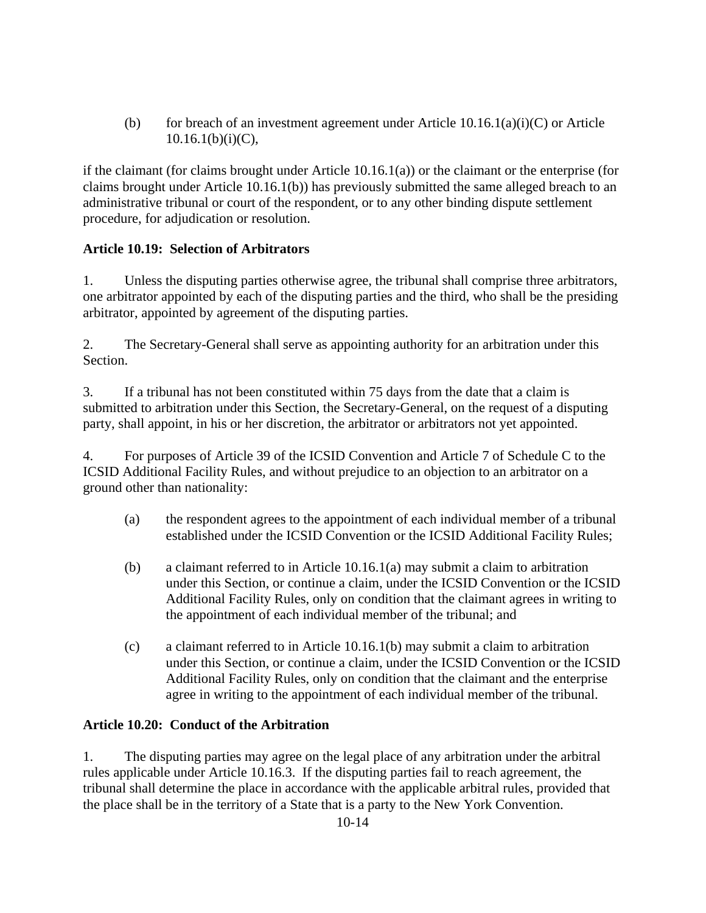(b) for breach of an investment agreement under Article 10.16.1(a)(i)(C) or Article 10.16.1(b)(i)(C),

if the claimant (for claims brought under Article 10.16.1(a)) or the claimant or the enterprise (for claims brought under Article 10.16.1(b)) has previously submitted the same alleged breach to an administrative tribunal or court of the respondent, or to any other binding dispute settlement procedure, for adjudication or resolution.

**Article 10.19: Selection of Arbitrators**

1. Unless the disputing parties otherwise agree, the tribunal shall comprise three arbitrators, one arbitrator appointed by each of the disputing parties and the third, who shall be the presiding arbitrator, appointed by agreement of the disputing parties.

2. The Secretary-General shall serve as appointing authority for an arbitration under this Section.

3. If a tribunal has not been constituted within 75 days from the date that a claim is submitted to arbitration under this Section, the Secretary-General, on the request of a disputing party, shall appoint, in his or her discretion, the arbitrator or arbitrators not yet appointed.

4. For purposes of Article 39 of the ICSID Convention and Article 7 of Schedule C to the ICSID Additional Facility Rules, and without prejudice to an objection to an arbitrator on a ground other than nationality:

(a) the respondent agrees to the appointment of each individual member of a tribunal established under the ICSID Convention or the ICSID Additional Facility Rules;

(b) a claimant referred to in Article 10.16.1(a) may submit a claim to arbitration under this Section, or continue a claim, under the ICSID Convention or the ICSID Additional Facility Rules, only on condition that the claimant agrees in writing to the appointment of each individual member of the tribunal; and

(c) a claimant referred to in Article 10.16.1(b) may submit a claim to arbitration under this Section, or continue a claim, under the ICSID Convention or the ICSID Additional Facility Rules, only on condition that the claimant and the enterprise agree in writing to the appointment of each individual member of the tribunal.

**Article 10.20: Conduct of the Arbitration**

1. The disputing parties may agree on the legal place of any arbitration under the arbitral rules applicable under Article 10.16.3. If the disputing parties fail to reach agreement, the tribunal shall determine the place in accordance with the applicable arbitral rules, provided that the place shall be in the territory of a State that is a party to the New York Convention.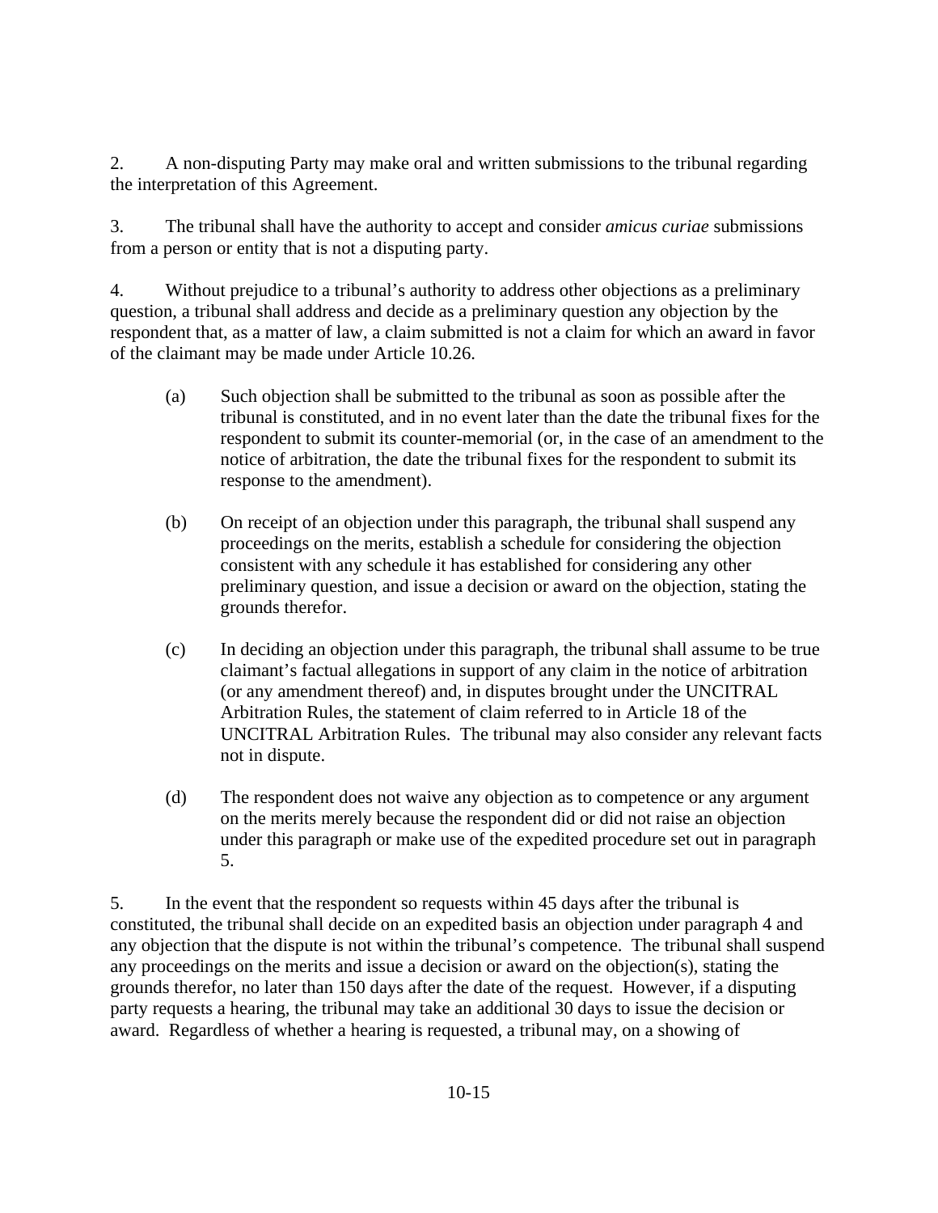2. A non-disputing Party may make oral and written submissions to the tribunal regarding the interpretation of this Agreement.

3. The tribunal shall have the authority to accept and consider *amicus curiae* submissions from a person or entity that is not a disputing party.

4. Without prejudice to a tribunal's authority to address other objections as a preliminary question, a tribunal shall address and decide as a preliminary question any objection by the respondent that, as a matter of law, a claim submitted is not a claim for which an award in favor of the claimant may be made under Article 10.26.

   (a) Such objection shall be submitted to the tribunal as soon as possible after the tribunal is constituted, and in no event later than the date the tribunal fixes for the respondent to submit its counter-memorial (or, in the case of an amendment to the notice of arbitration, the date the tribunal fixes for the respondent to submit its response to the amendment).

   (b) On receipt of an objection under this paragraph, the tribunal shall suspend any proceedings on the merits, establish a schedule for considering the objection consistent with any schedule it has established for considering any other preliminary question, and issue a decision or award on the objection, stating the grounds therefor.

   (c) In deciding an objection under this paragraph, the tribunal shall assume to be true claimant's factual allegations in support of any claim in the notice of arbitration (or any amendment thereof) and, in disputes brought under the UNCITRAL Arbitration Rules, the statement of claim referred to in Article 18 of the UNCITRAL Arbitration Rules. The tribunal may also consider any relevant facts not in dispute.

   (d) The respondent does not waive any objection as to competence or any argument on the merits merely because the respondent did or did not raise an objection under this paragraph or make use of the expedited procedure set out in paragraph 5.

5. In the event that the respondent so requests within 45 days after the tribunal is constituted, the tribunal shall decide on an expedited basis an objection under paragraph 4 and any objection that the dispute is not within the tribunal's competence. The tribunal shall suspend any proceedings on the merits and issue a decision or award on the objection(s), stating the grounds therefor, no later than 150 days after the date of the request. However, if a disputing party requests a hearing, the tribunal may take an additional 30 days to issue the decision or award. Regardless of whether a hearing is requested, a tribunal may, on a showing of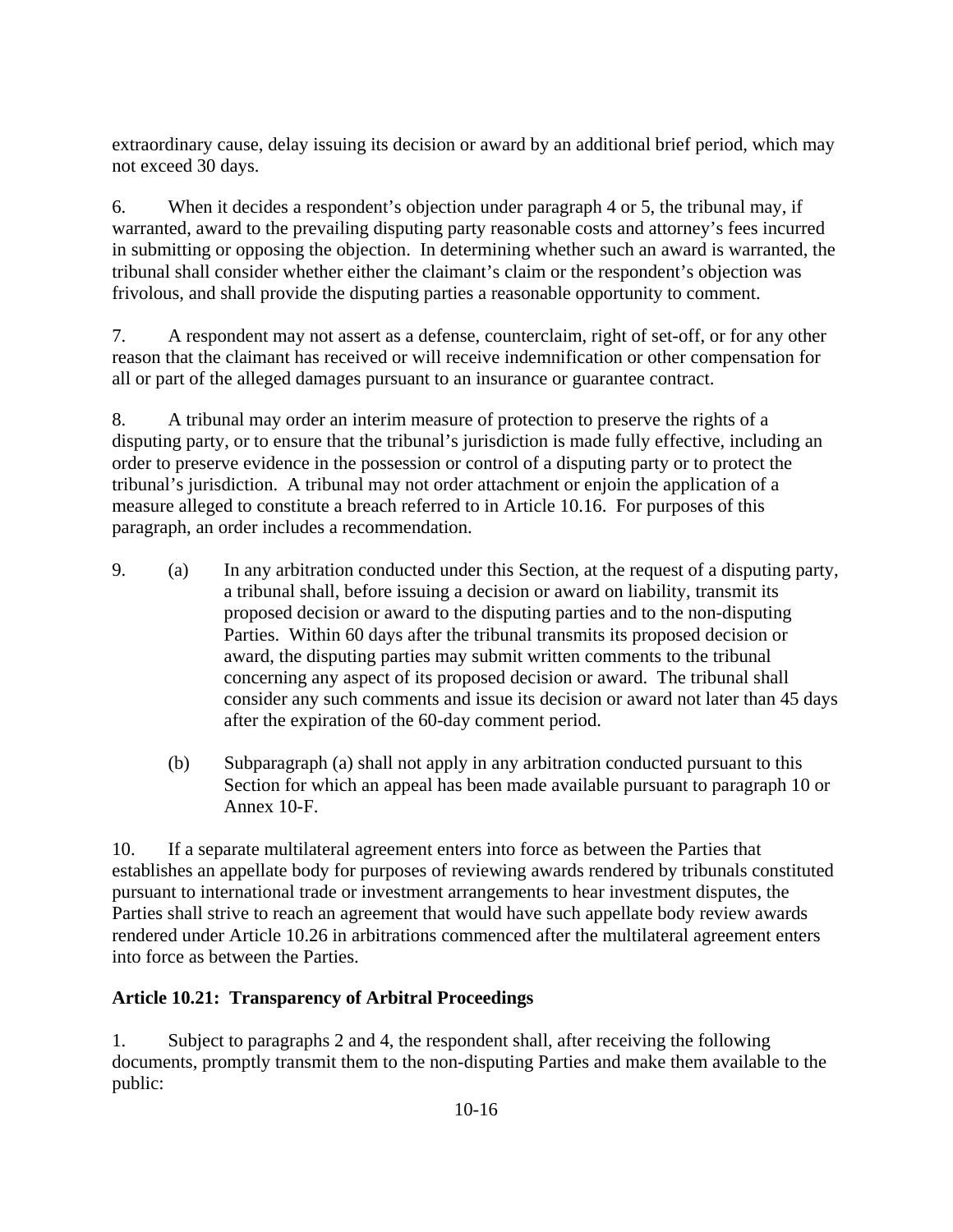extraordinary cause, delay issuing its decision or award by an additional brief period, which may not exceed 30 days.

6. When it decides a respondent's objection under paragraph 4 or 5, the tribunal may, if warranted, award to the prevailing disputing party reasonable costs and attorney's fees incurred in submitting or opposing the objection. In determining whether such an award is warranted, the tribunal shall consider whether either the claimant's claim or the respondent's objection was frivolous, and shall provide the disputing parties a reasonable opportunity to comment.

7. A respondent may not assert as a defense, counterclaim, right of set-off, or for any other reason that the claimant has received or will receive indemnification or other compensation for all or part of the alleged damages pursuant to an insurance or guarantee contract.

8. A tribunal may order an interim measure of protection to preserve the rights of a disputing party, or to ensure that the tribunal's jurisdiction is made fully effective, including an order to preserve evidence in the possession or control of a disputing party or to protect the tribunal's jurisdiction. A tribunal may not order attachment or enjoin the application of a measure alleged to constitute a breach referred to in Article 10.16. For purposes of this paragraph, an order includes a recommendation.

9. (a) In any arbitration conducted under this Section, at the request of a disputing party, a tribunal shall, before issuing a decision or award on liability, transmit its proposed decision or award to the disputing parties and to the non-disputing Parties. Within 60 days after the tribunal transmits its proposed decision or award, the disputing parties may submit written comments to the tribunal concerning any aspect of its proposed decision or award. The tribunal shall consider any such comments and issue its decision or award not later than 45 days after the expiration of the 60-day comment period.

   (b) Subparagraph (a) shall not apply in any arbitration conducted pursuant to this Section for which an appeal has been made available pursuant to paragraph 10 or Annex 10-F.

10. If a separate multilateral agreement enters into force as between the Parties that establishes an appellate body for purposes of reviewing awards rendered by tribunals constituted pursuant to international trade or investment arrangements to hear investment disputes, the Parties shall strive to reach an agreement that would have such appellate body review awards rendered under Article 10.26 in arbitrations commenced after the multilateral agreement enters into force as between the Parties.

**Article 10.21: Transparency of Arbitral Proceedings**

1. Subject to paragraphs 2 and 4, the respondent shall, after receiving the following documents, promptly transmit them to the non-disputing Parties and make them available to the public: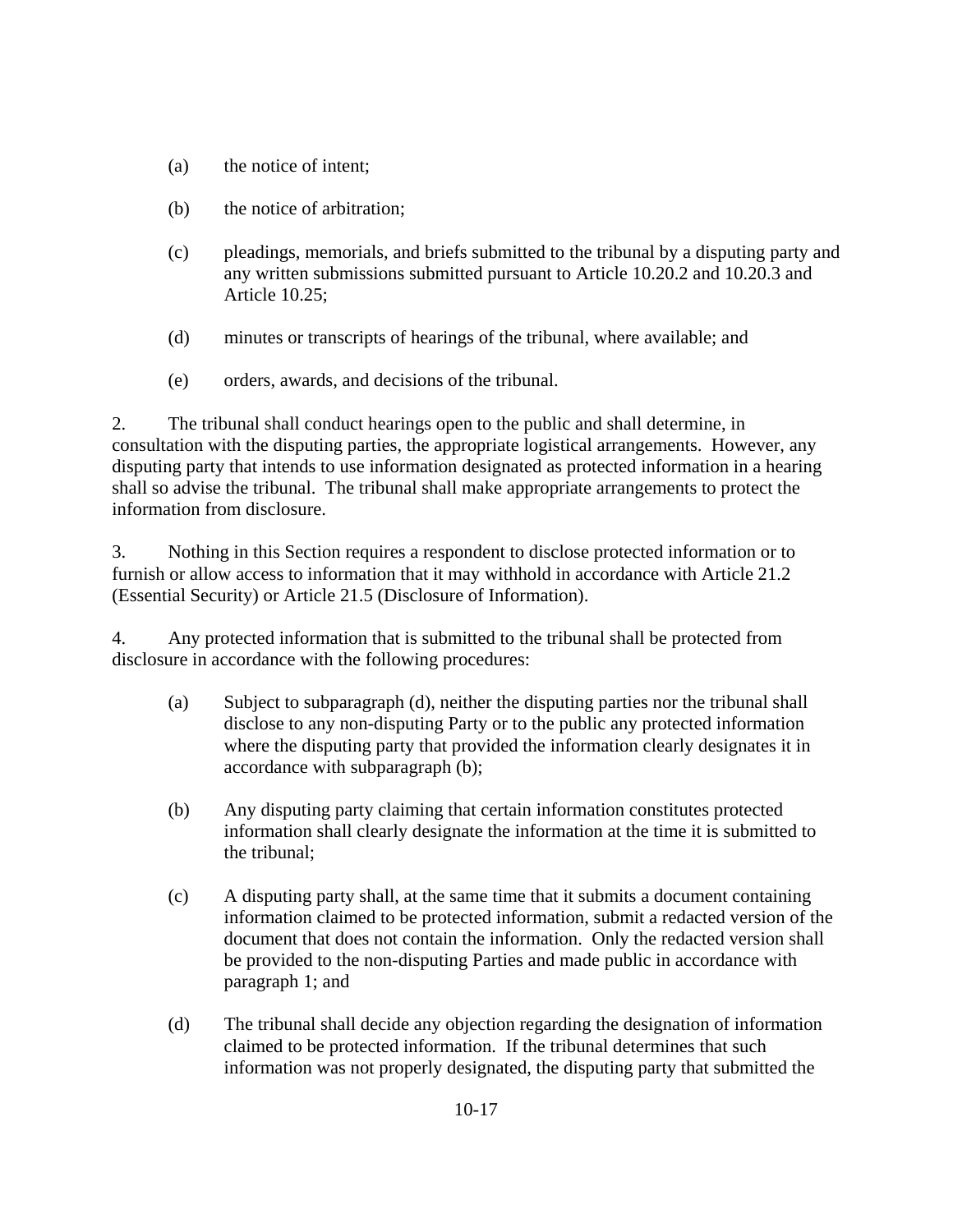(a) the notice of intent;

(b) the notice of arbitration;

(c) pleadings, memorials, and briefs submitted to the tribunal by a disputing party and any written submissions submitted pursuant to Article 10.20.2 and 10.20.3 and Article 10.25;

(d) minutes or transcripts of hearings of the tribunal, where available; and

(e) orders, awards, and decisions of the tribunal.

2. The tribunal shall conduct hearings open to the public and shall determine, in consultation with the disputing parties, the appropriate logistical arrangements. However, any disputing party that intends to use information designated as protected information in a hearing shall so advise the tribunal. The tribunal shall make appropriate arrangements to protect the information from disclosure.

3. Nothing in this Section requires a respondent to disclose protected information or to furnish or allow access to information that it may withhold in accordance with Article 21.2 (Essential Security) or Article 21.5 (Disclosure of Information).

4. Any protected information that is submitted to the tribunal shall be protected from disclosure in accordance with the following procedures:

(a) Subject to subparagraph (d), neither the disputing parties nor the tribunal shall disclose to any non-disputing Party or to the public any protected information where the disputing party that provided the information clearly designates it in accordance with subparagraph (b);

(b) Any disputing party claiming that certain information constitutes protected information shall clearly designate the information at the time it is submitted to the tribunal;

(c) A disputing party shall, at the same time that it submits a document containing information claimed to be protected information, submit a redacted version of the document that does not contain the information. Only the redacted version shall be provided to the non-disputing Parties and made public in accordance with paragraph 1; and

(d) The tribunal shall decide any objection regarding the designation of information claimed to be protected information. If the tribunal determines that such information was not properly designated, the disputing party that submitted the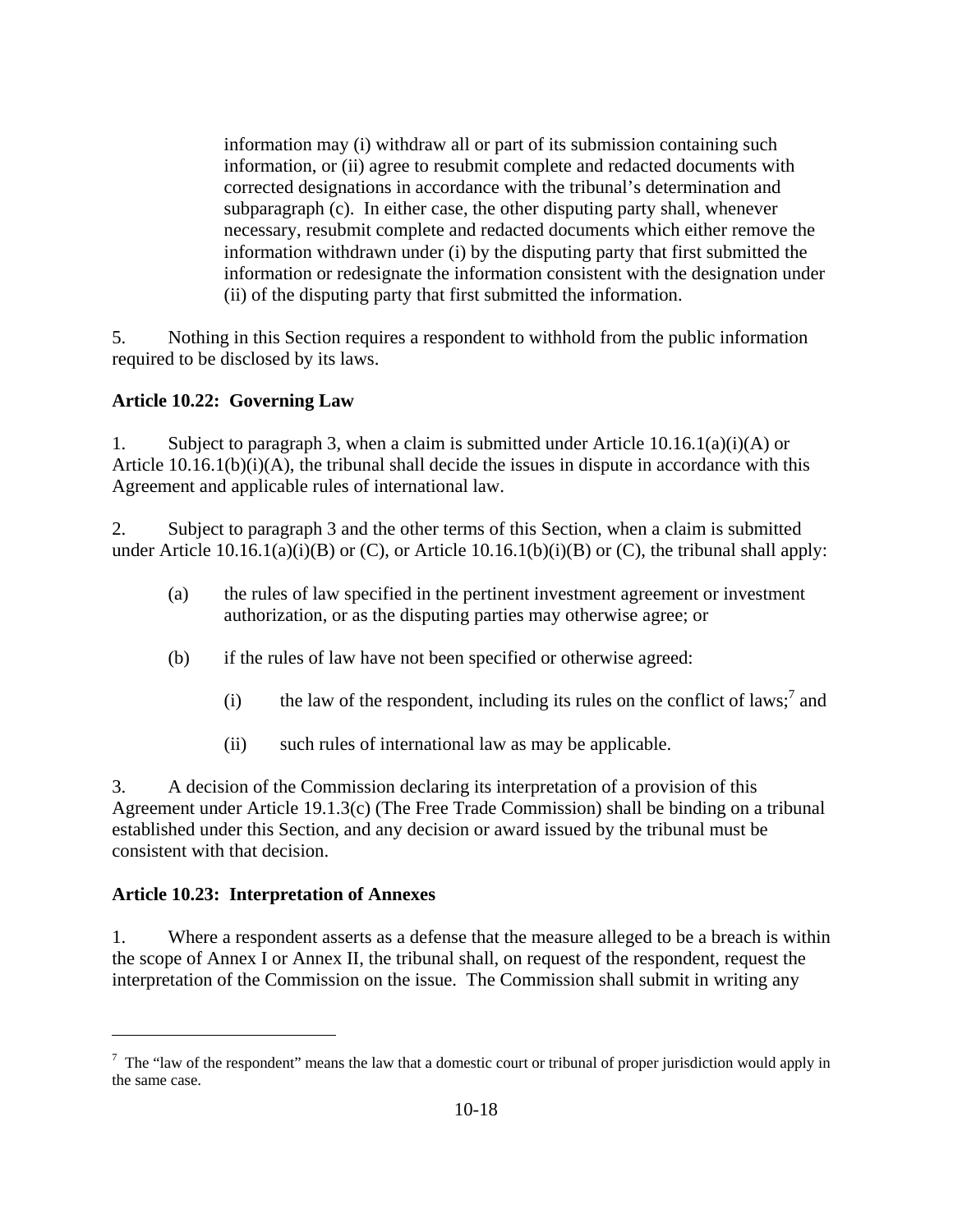information may (i) withdraw all or part of its submission containing such information, or (ii) agree to resubmit complete and redacted documents with corrected designations in accordance with the tribunal's determination and subparagraph (c). In either case, the other disputing party shall, whenever necessary, resubmit complete and redacted documents which either remove the information withdrawn under (i) by the disputing party that first submitted the information or redesignate the information consistent with the designation under (ii) of the disputing party that first submitted the information.

5. Nothing in this Section requires a respondent to withhold from the public information required to be disclosed by its laws.

**Article 10.22: Governing Law**

1. Subject to paragraph 3, when a claim is submitted under Article 10.16.1(a)(i)(A) or Article 10.16.1(b)(i)(A), the tribunal shall decide the issues in dispute in accordance with this Agreement and applicable rules of international law.

2. Subject to paragraph 3 and the other terms of this Section, when a claim is submitted under Article 10.16.1(a)(i)(B) or (C), or Article 10.16.1(b)(i)(B) or (C), the tribunal shall apply:

(a) the rules of law specified in the pertinent investment agreement or investment authorization, or as the disputing parties may otherwise agree; or

(b) if the rules of law have not been specified or otherwise agreed:

(i) the law of the respondent, including its rules on the conflict of laws;[7] and

(ii) such rules of international law as may be applicable.

3. A decision of the Commission declaring its interpretation of a provision of this Agreement under Article 19.1.3(c) (The Free Trade Commission) shall be binding on a tribunal established under this Section, and any decision or award issued by the tribunal must be consistent with that decision.

**Article 10.23: Interpretation of Annexes**

1. Where a respondent asserts as a defense that the measure alleged to be a breach is within the scope of Annex I or Annex II, the tribunal shall, on request of the respondent, request the interpretation of the Commission on the issue. The Commission shall submit in writing any

---

[7] The "law of the respondent" means the law that a domestic court or tribunal of proper jurisdiction would apply in the same case.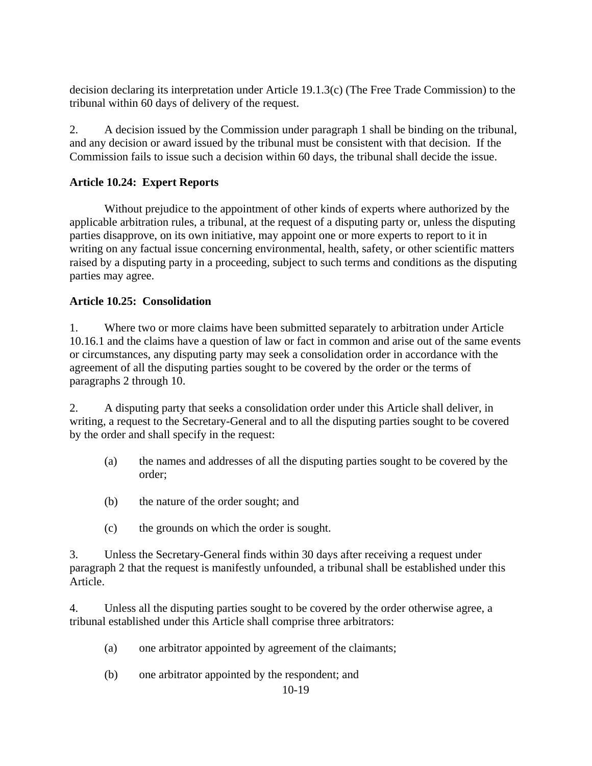decision declaring its interpretation under Article 19.1.3(c) (The Free Trade Commission) to the tribunal within 60 days of delivery of the request.

2. A decision issued by the Commission under paragraph 1 shall be binding on the tribunal, and any decision or award issued by the tribunal must be consistent with that decision. If the Commission fails to issue such a decision within 60 days, the tribunal shall decide the issue.

**Article 10.24: Expert Reports**

Without prejudice to the appointment of other kinds of experts where authorized by the applicable arbitration rules, a tribunal, at the request of a disputing party or, unless the disputing parties disapprove, on its own initiative, may appoint one or more experts to report to it in writing on any factual issue concerning environmental, health, safety, or other scientific matters raised by a disputing party in a proceeding, subject to such terms and conditions as the disputing parties may agree.

**Article 10.25: Consolidation**

1. Where two or more claims have been submitted separately to arbitration under Article 10.16.1 and the claims have a question of law or fact in common and arise out of the same events or circumstances, any disputing party may seek a consolidation order in accordance with the agreement of all the disputing parties sought to be covered by the order or the terms of paragraphs 2 through 10.

2. A disputing party that seeks a consolidation order under this Article shall deliver, in writing, a request to the Secretary-General and to all the disputing parties sought to be covered by the order and shall specify in the request:

(a) the names and addresses of all the disputing parties sought to be covered by the order;

(b) the nature of the order sought; and

(c) the grounds on which the order is sought.

3. Unless the Secretary-General finds within 30 days after receiving a request under paragraph 2 that the request is manifestly unfounded, a tribunal shall be established under this Article.

4. Unless all the disputing parties sought to be covered by the order otherwise agree, a tribunal established under this Article shall comprise three arbitrators:

(a) one arbitrator appointed by agreement of the claimants;

(b) one arbitrator appointed by the respondent; and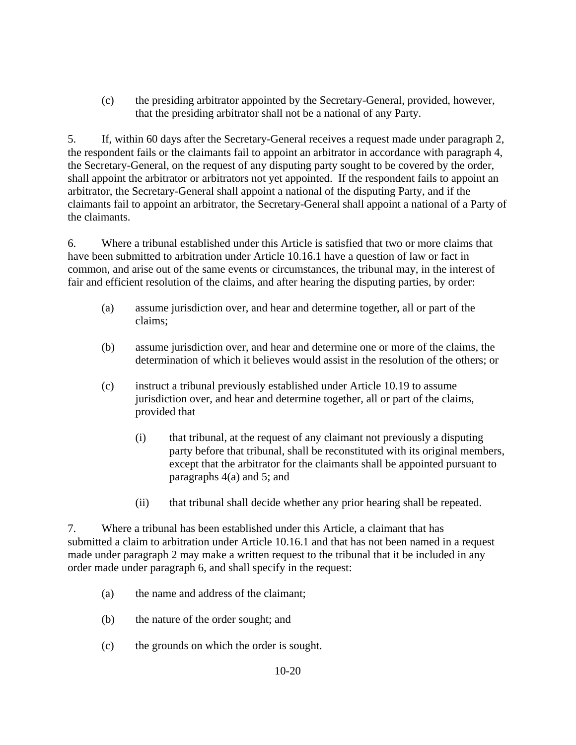(c) the presiding arbitrator appointed by the Secretary-General, provided, however, that the presiding arbitrator shall not be a national of any Party.

5. If, within 60 days after the Secretary-General receives a request made under paragraph 2, the respondent fails or the claimants fail to appoint an arbitrator in accordance with paragraph 4, the Secretary-General, on the request of any disputing party sought to be covered by the order, shall appoint the arbitrator or arbitrators not yet appointed. If the respondent fails to appoint an arbitrator, the Secretary-General shall appoint a national of the disputing Party, and if the claimants fail to appoint an arbitrator, the Secretary-General shall appoint a national of a Party of the claimants.

6. Where a tribunal established under this Article is satisfied that two or more claims that have been submitted to arbitration under Article 10.16.1 have a question of law or fact in common, and arise out of the same events or circumstances, the tribunal may, in the interest of fair and efficient resolution of the claims, and after hearing the disputing parties, by order:

(a) assume jurisdiction over, and hear and determine together, all or part of the claims;

(b) assume jurisdiction over, and hear and determine one or more of the claims, the determination of which it believes would assist in the resolution of the others; or

(c) instruct a tribunal previously established under Article 10.19 to assume jurisdiction over, and hear and determine together, all or part of the claims, provided that

(i) that tribunal, at the request of any claimant not previously a disputing party before that tribunal, shall be reconstituted with its original members, except that the arbitrator for the claimants shall be appointed pursuant to paragraphs 4(a) and 5; and

(ii) that tribunal shall decide whether any prior hearing shall be repeated.

7. Where a tribunal has been established under this Article, a claimant that has submitted a claim to arbitration under Article 10.16.1 and that has not been named in a request made under paragraph 2 may make a written request to the tribunal that it be included in any order made under paragraph 6, and shall specify in the request:

(a) the name and address of the claimant;

(b) the nature of the order sought; and

(c) the grounds on which the order is sought.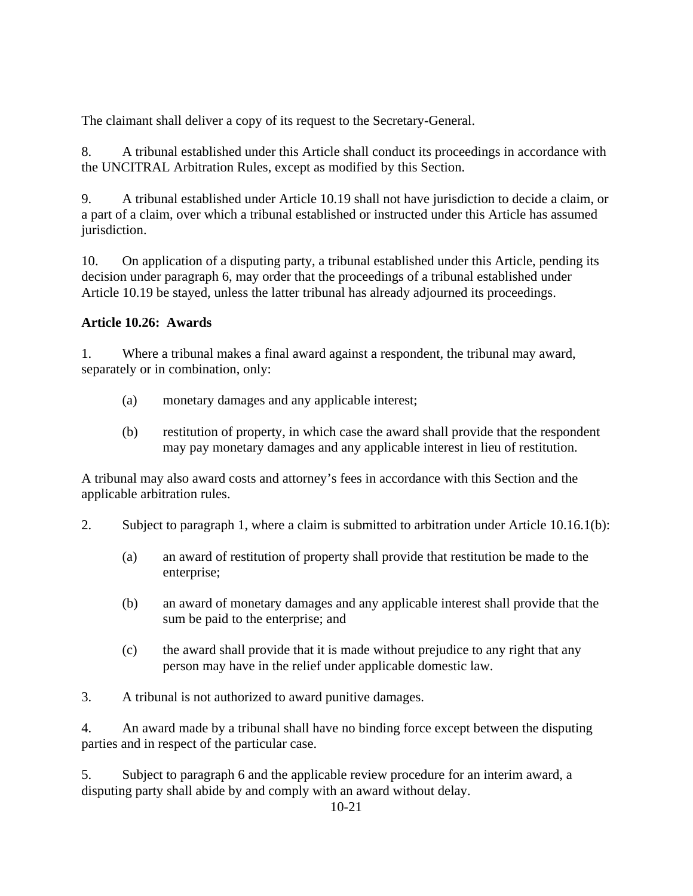The claimant shall deliver a copy of its request to the Secretary-General.

8. A tribunal established under this Article shall conduct its proceedings in accordance with the UNCITRAL Arbitration Rules, except as modified by this Section.

9. A tribunal established under Article 10.19 shall not have jurisdiction to decide a claim, or a part of a claim, over which a tribunal established or instructed under this Article has assumed jurisdiction.

10. On application of a disputing party, a tribunal established under this Article, pending its decision under paragraph 6, may order that the proceedings of a tribunal established under Article 10.19 be stayed, unless the latter tribunal has already adjourned its proceedings.

**Article 10.26: Awards**

1. Where a tribunal makes a final award against a respondent, the tribunal may award, separately or in combination, only:

   (a) monetary damages and any applicable interest;

   (b) restitution of property, in which case the award shall provide that the respondent may pay monetary damages and any applicable interest in lieu of restitution.

A tribunal may also award costs and attorney's fees in accordance with this Section and the applicable arbitration rules.

2. Subject to paragraph 1, where a claim is submitted to arbitration under Article 10.16.1(b):

   (a) an award of restitution of property shall provide that restitution be made to the enterprise;

   (b) an award of monetary damages and any applicable interest shall provide that the sum be paid to the enterprise; and

   (c) the award shall provide that it is made without prejudice to any right that any person may have in the relief under applicable domestic law.

3. A tribunal is not authorized to award punitive damages.

4. An award made by a tribunal shall have no binding force except between the disputing parties and in respect of the particular case.

5. Subject to paragraph 6 and the applicable review procedure for an interim award, a disputing party shall abide by and comply with an award without delay.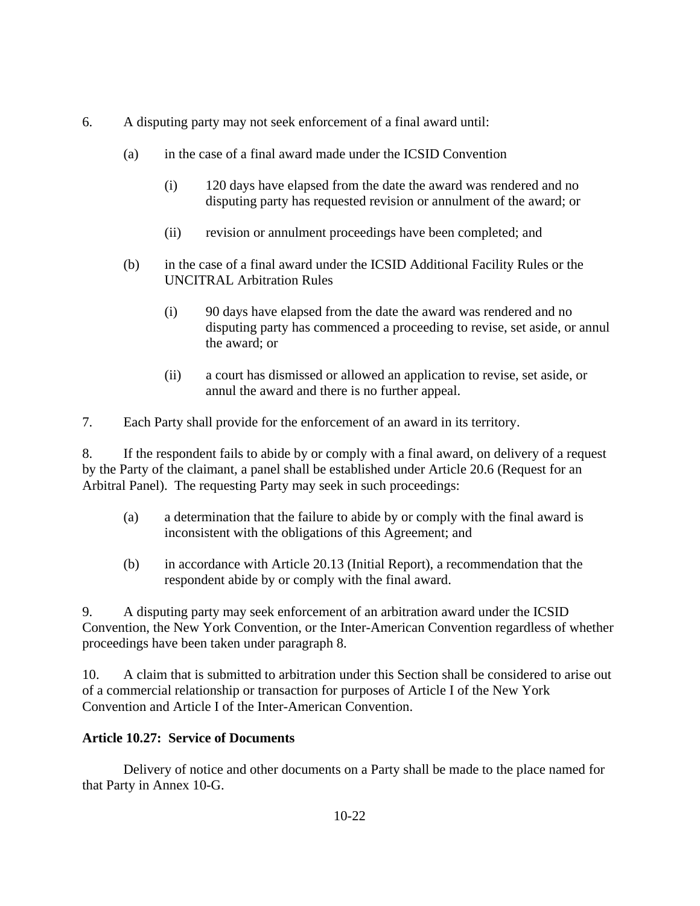6. A disputing party may not seek enforcement of a final award until:

   (a) in the case of a final award made under the ICSID Convention

      (i) 120 days have elapsed from the date the award was rendered and no disputing party has requested revision or annulment of the award; or

      (ii) revision or annulment proceedings have been completed; and

   (b) in the case of a final award under the ICSID Additional Facility Rules or the UNCITRAL Arbitration Rules

      (i) 90 days have elapsed from the date the award was rendered and no disputing party has commenced a proceeding to revise, set aside, or annul the award; or

      (ii) a court has dismissed or allowed an application to revise, set aside, or annul the award and there is no further appeal.

7. Each Party shall provide for the enforcement of an award in its territory.

8. If the respondent fails to abide by or comply with a final award, on delivery of a request by the Party of the claimant, a panel shall be established under Article 20.6 (Request for an Arbitral Panel). The requesting Party may seek in such proceedings:

   (a) a determination that the failure to abide by or comply with the final award is inconsistent with the obligations of this Agreement; and

   (b) in accordance with Article 20.13 (Initial Report), a recommendation that the respondent abide by or comply with the final award.

9. A disputing party may seek enforcement of an arbitration award under the ICSID Convention, the New York Convention, or the Inter-American Convention regardless of whether proceedings have been taken under paragraph 8.

10. A claim that is submitted to arbitration under this Section shall be considered to arise out of a commercial relationship or transaction for purposes of Article I of the New York Convention and Article I of the Inter-American Convention.

**Article 10.27: Service of Documents**

Delivery of notice and other documents on a Party shall be made to the place named for that Party in Annex 10-G.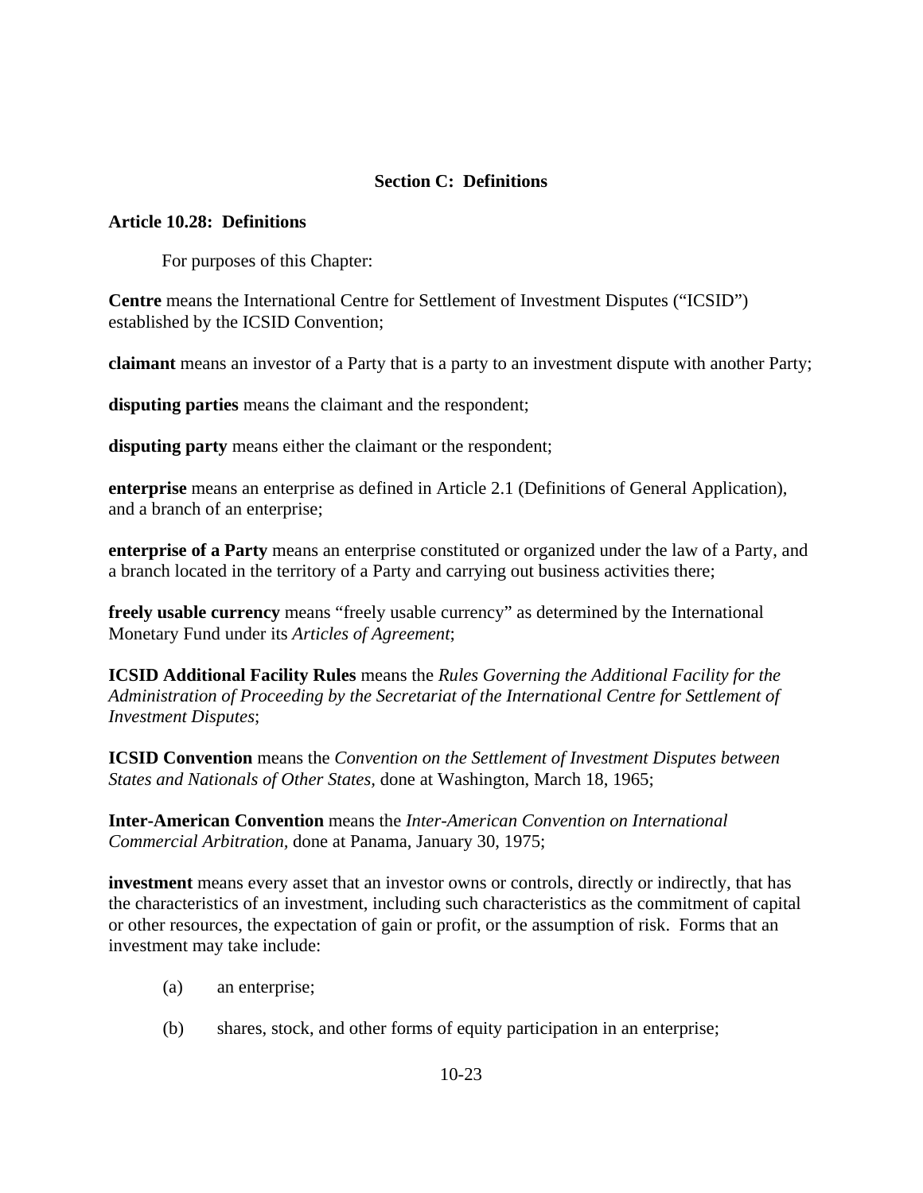## Section C: Definitions

### Article 10.28: Definitions

For purposes of this Chapter:

**Centre** means the International Centre for Settlement of Investment Disputes ("ICSID") established by the ICSID Convention;

**claimant** means an investor of a Party that is a party to an investment dispute with another Party;

**disputing parties** means the claimant and the respondent;

**disputing party** means either the claimant or the respondent;

**enterprise** means an enterprise as defined in Article 2.1 (Definitions of General Application), and a branch of an enterprise;

**enterprise of a Party** means an enterprise constituted or organized under the law of a Party, and a branch located in the territory of a Party and carrying out business activities there;

**freely usable currency** means "freely usable currency" as determined by the International Monetary Fund under its *Articles of Agreement*;

**ICSID Additional Facility Rules** means the *Rules Governing the Additional Facility for the Administration of Proceeding by the Secretariat of the International Centre for Settlement of Investment Disputes*;

**ICSID Convention** means the *Convention on the Settlement of Investment Disputes between States and Nationals of Other States,* done at Washington, March 18, 1965;

**Inter-American Convention** means the *Inter-American Convention on International Commercial Arbitration,* done at Panama, January 30, 1975;

**investment** means every asset that an investor owns or controls, directly or indirectly, that has the characteristics of an investment, including such characteristics as the commitment of capital or other resources, the expectation of gain or profit, or the assumption of risk. Forms that an investment may take include:

(a) an enterprise;

(b) shares, stock, and other forms of equity participation in an enterprise;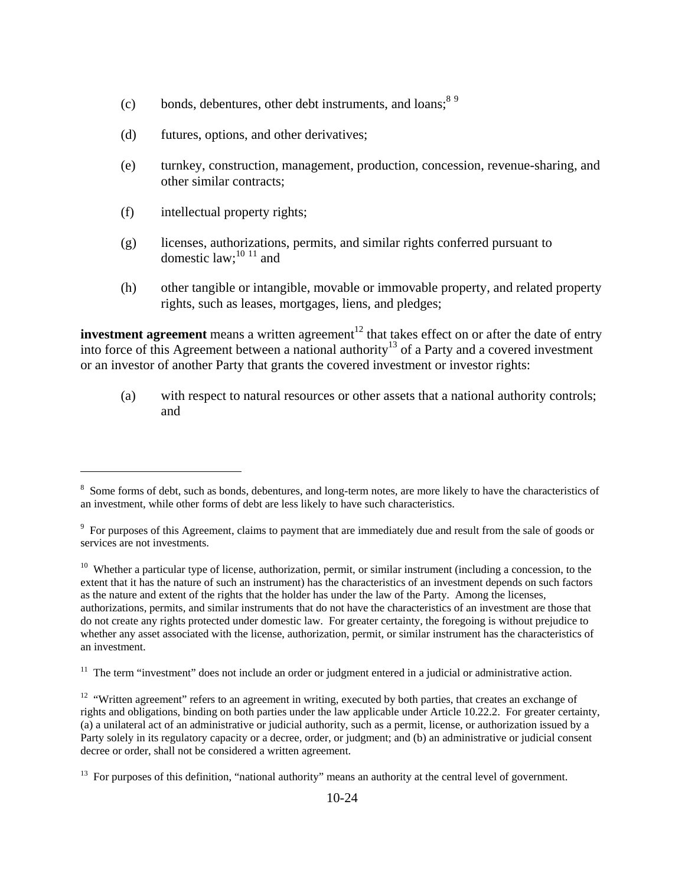(c) bonds, debentures, other debt instruments, and loans;[8] [9]

(d) futures, options, and other derivatives;

(e) turnkey, construction, management, production, concession, revenue-sharing, and other similar contracts;

(f) intellectual property rights;

(g) licenses, authorizations, permits, and similar rights conferred pursuant to domestic law;[10] [11] and

(h) other tangible or intangible, movable or immovable property, and related property rights, such as leases, mortgages, liens, and pledges;

**investment agreement** means a written agreement[12] that takes effect on or after the date of entry into force of this Agreement between a national authority[13] of a Party and a covered investment or an investor of another Party that grants the covered investment or investor rights:

(a) with respect to natural resources or other assets that a national authority controls; and

---

[8] Some forms of debt, such as bonds, debentures, and long-term notes, are more likely to have the characteristics of an investment, while other forms of debt are less likely to have such characteristics.

[9] For purposes of this Agreement, claims to payment that are immediately due and result from the sale of goods or services are not investments.

[10] Whether a particular type of license, authorization, permit, or similar instrument (including a concession, to the extent that it has the nature of such an instrument) has the characteristics of an investment depends on such factors as the nature and extent of the rights that the holder has under the law of the Party. Among the licenses, authorizations, permits, and similar instruments that do not have the characteristics of an investment are those that do not create any rights protected under domestic law. For greater certainty, the foregoing is without prejudice to whether any asset associated with the license, authorization, permit, or similar instrument has the characteristics of an investment.

[11] The term "investment" does not include an order or judgment entered in a judicial or administrative action.

[12] "Written agreement" refers to an agreement in writing, executed by both parties, that creates an exchange of rights and obligations, binding on both parties under the law applicable under Article 10.22.2. For greater certainty, (a) a unilateral act of an administrative or judicial authority, such as a permit, license, or authorization issued by a Party solely in its regulatory capacity or a decree, order, or judgment; and (b) an administrative or judicial consent decree or order, shall not be considered a written agreement.

[13] For purposes of this definition, "national authority" means an authority at the central level of government.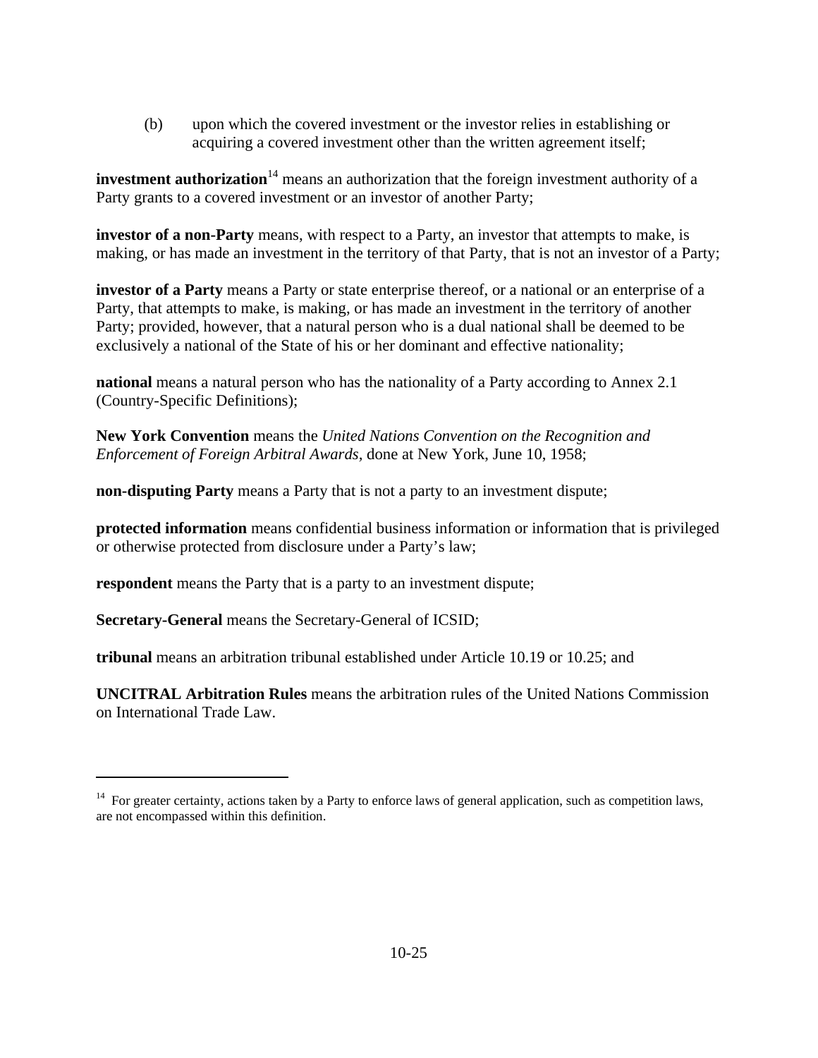(b) upon which the covered investment or the investor relies in establishing or acquiring a covered investment other than the written agreement itself;

**investment authorization**[14] means an authorization that the foreign investment authority of a Party grants to a covered investment or an investor of another Party;

**investor of a non-Party** means, with respect to a Party, an investor that attempts to make, is making, or has made an investment in the territory of that Party, that is not an investor of a Party;

**investor of a Party** means a Party or state enterprise thereof, or a national or an enterprise of a Party, that attempts to make, is making, or has made an investment in the territory of another Party; provided, however, that a natural person who is a dual national shall be deemed to be exclusively a national of the State of his or her dominant and effective nationality;

**national** means a natural person who has the nationality of a Party according to Annex 2.1 (Country-Specific Definitions);

**New York Convention** means the *United Nations Convention on the Recognition and Enforcement of Foreign Arbitral Awards*, done at New York, June 10, 1958;

**non-disputing Party** means a Party that is not a party to an investment dispute;

**protected information** means confidential business information or information that is privileged or otherwise protected from disclosure under a Party's law;

**respondent** means the Party that is a party to an investment dispute;

**Secretary-General** means the Secretary-General of ICSID;

**tribunal** means an arbitration tribunal established under Article 10.19 or 10.25; and

**UNCITRAL Arbitration Rules** means the arbitration rules of the United Nations Commission on International Trade Law.

---

[14] For greater certainty, actions taken by a Party to enforce laws of general application, such as competition laws, are not encompassed within this definition.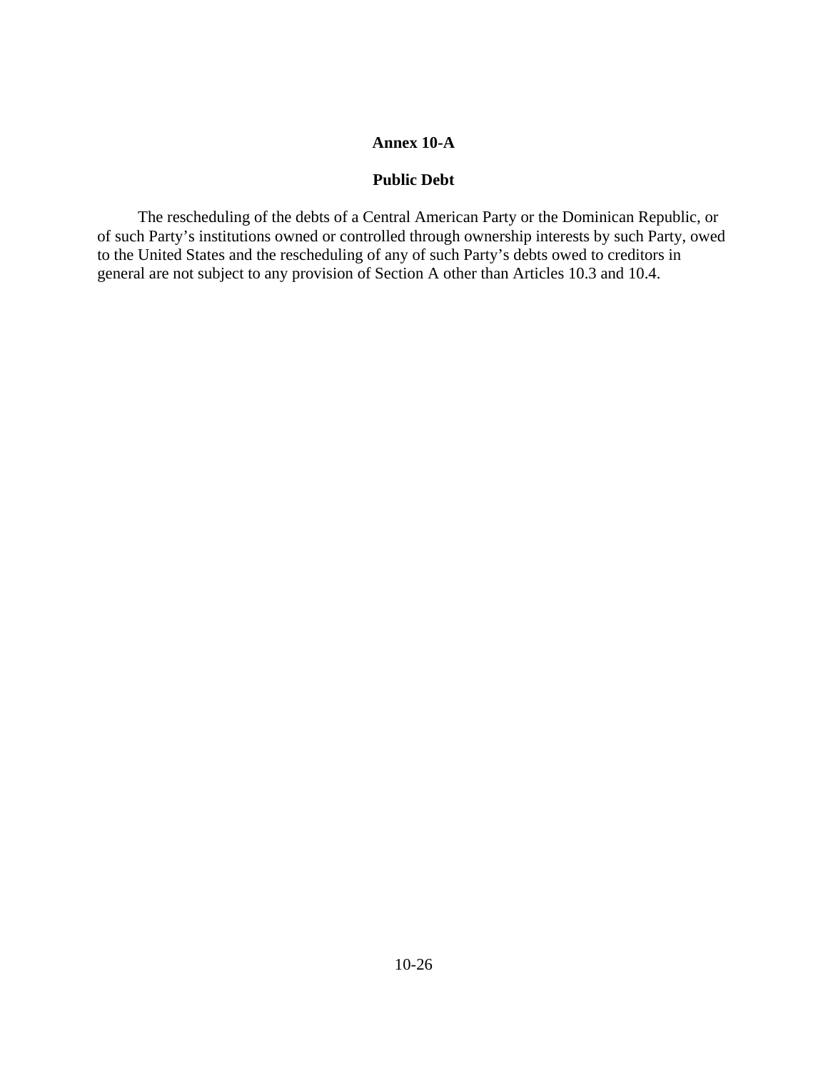## Annex 10-A

## Public Debt

The rescheduling of the debts of a Central American Party or the Dominican Republic, or of such Party's institutions owned or controlled through ownership interests by such Party, owed to the United States and the rescheduling of any of such Party's debts owed to creditors in general are not subject to any provision of Section A other than Articles 10.3 and 10.4.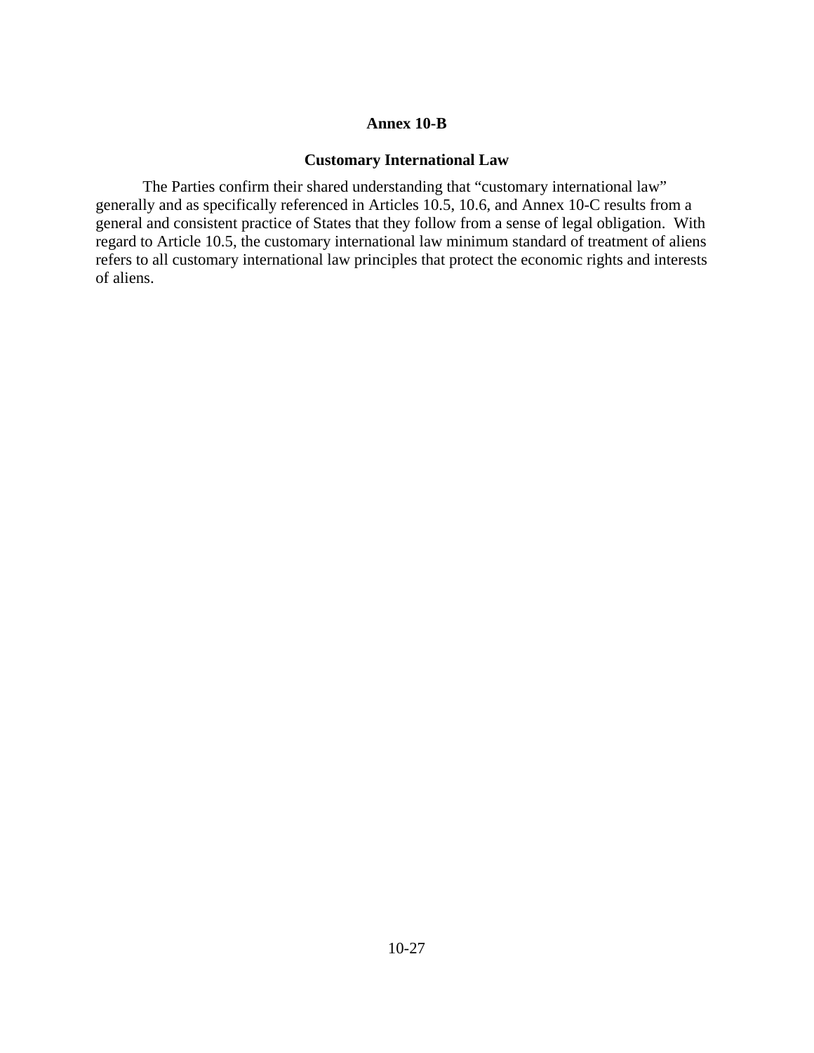## Annex 10-B

### Customary International Law

The Parties confirm their shared understanding that "customary international law" generally and as specifically referenced in Articles 10.5, 10.6, and Annex 10-C results from a general and consistent practice of States that they follow from a sense of legal obligation. With regard to Article 10.5, the customary international law minimum standard of treatment of aliens refers to all customary international law principles that protect the economic rights and interests of aliens.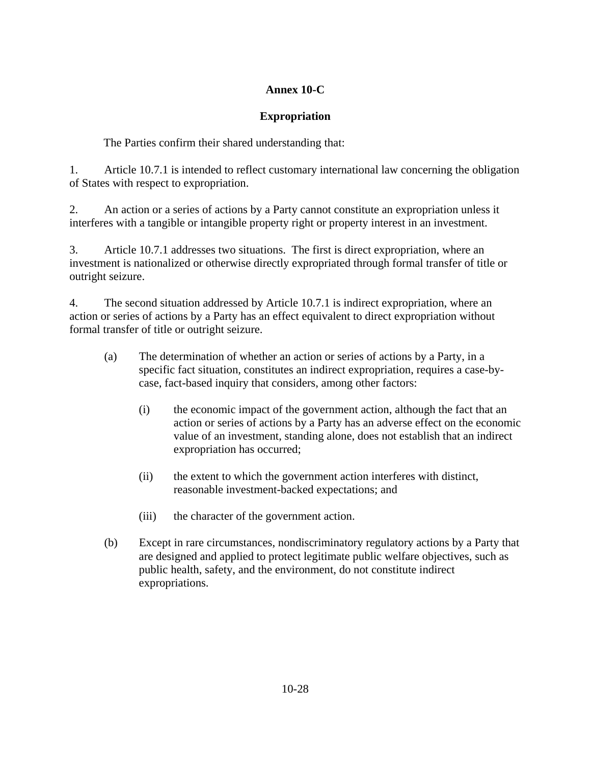# Annex 10-C

## Expropriation

The Parties confirm their shared understanding that:

1. Article 10.7.1 is intended to reflect customary international law concerning the obligation of States with respect to expropriation.

2. An action or a series of actions by a Party cannot constitute an expropriation unless it interferes with a tangible or intangible property right or property interest in an investment.

3. Article 10.7.1 addresses two situations. The first is direct expropriation, where an investment is nationalized or otherwise directly expropriated through formal transfer of title or outright seizure.

4. The second situation addressed by Article 10.7.1 is indirect expropriation, where an action or series of actions by a Party has an effect equivalent to direct expropriation without formal transfer of title or outright seizure.

   (a) The determination of whether an action or series of actions by a Party, in a specific fact situation, constitutes an indirect expropriation, requires a case-by-case, fact-based inquiry that considers, among other factors:

      (i) the economic impact of the government action, although the fact that an action or series of actions by a Party has an adverse effect on the economic value of an investment, standing alone, does not establish that an indirect expropriation has occurred;

      (ii) the extent to which the government action interferes with distinct, reasonable investment-backed expectations; and

      (iii) the character of the government action.

   (b) Except in rare circumstances, nondiscriminatory regulatory actions by a Party that are designed and applied to protect legitimate public welfare objectives, such as public health, safety, and the environment, do not constitute indirect expropriations.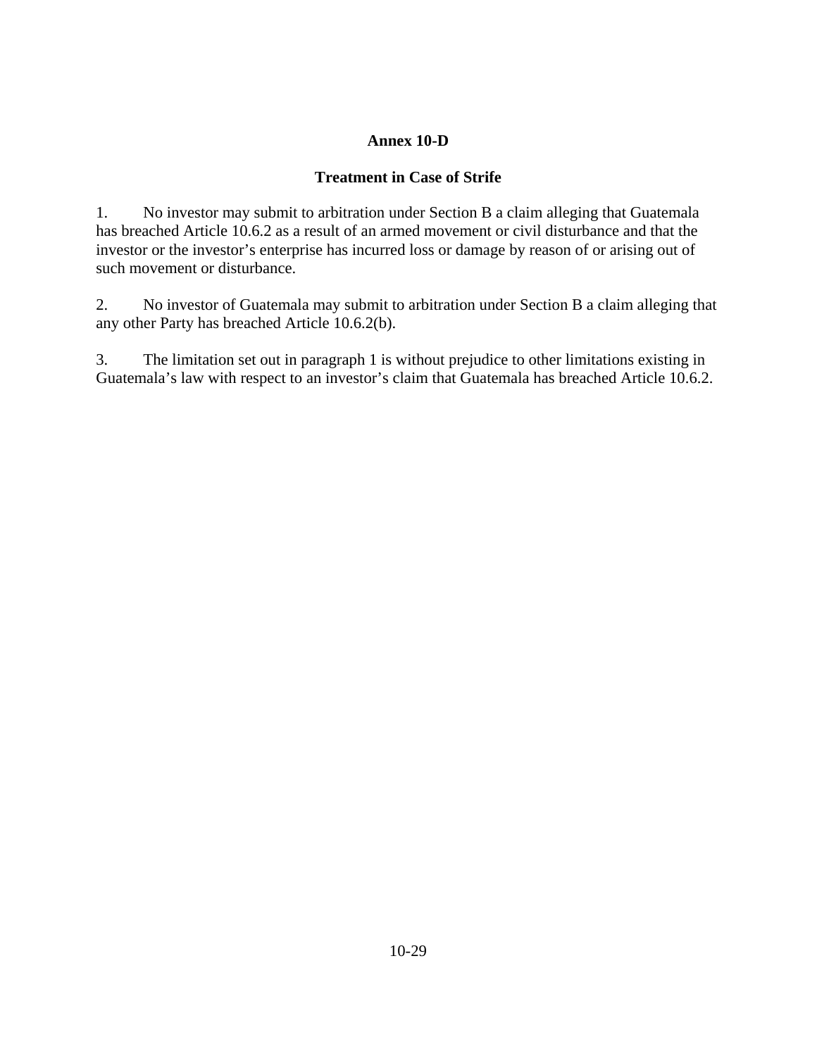# Annex 10-D

## Treatment in Case of Strife

1. No investor may submit to arbitration under Section B a claim alleging that Guatemala has breached Article 10.6.2 as a result of an armed movement or civil disturbance and that the investor or the investor's enterprise has incurred loss or damage by reason of or arising out of such movement or disturbance.

2. No investor of Guatemala may submit to arbitration under Section B a claim alleging that any other Party has breached Article 10.6.2(b).

3. The limitation set out in paragraph 1 is without prejudice to other limitations existing in Guatemala's law with respect to an investor's claim that Guatemala has breached Article 10.6.2.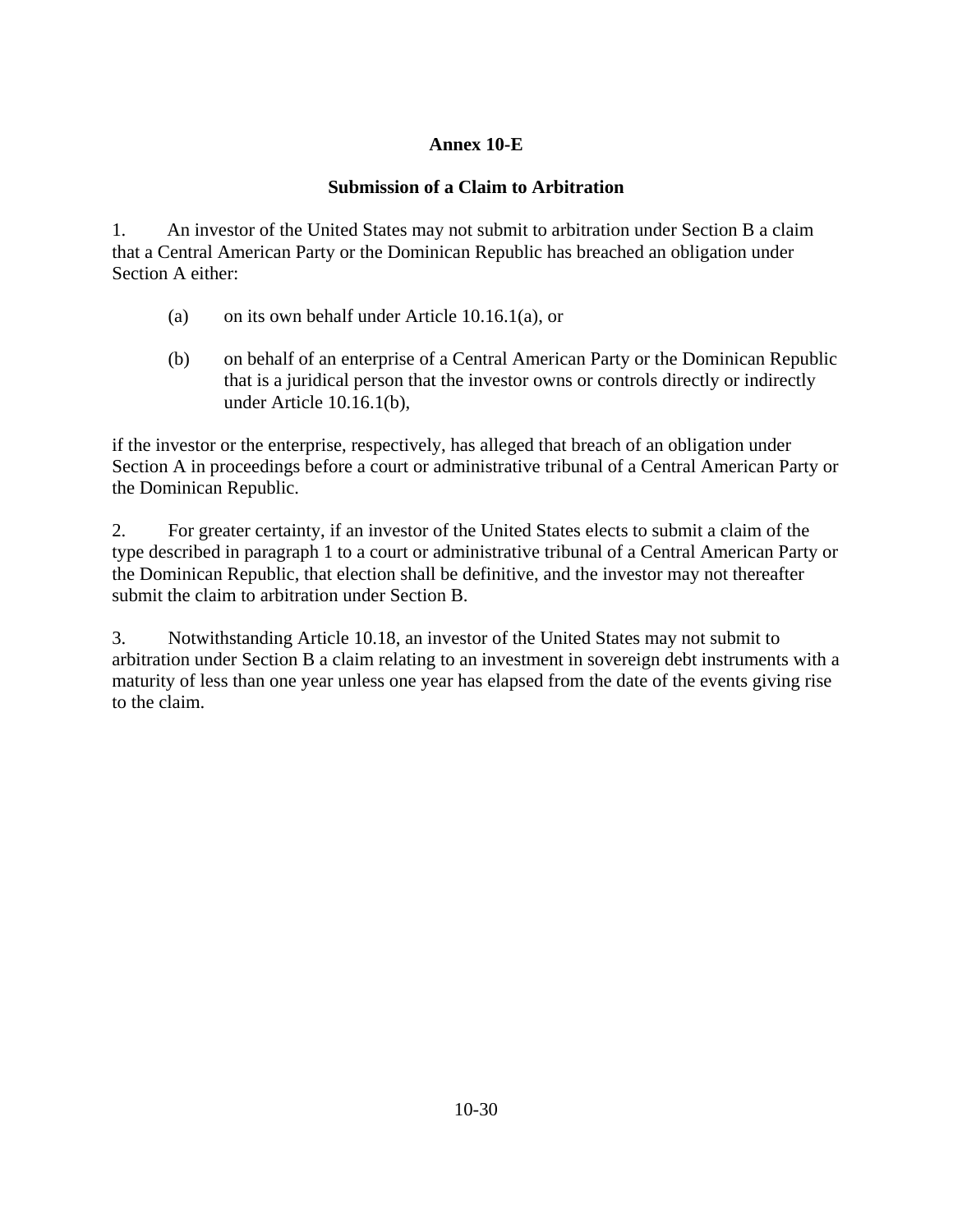# Annex 10-E

## Submission of a Claim to Arbitration

1. An investor of the United States may not submit to arbitration under Section B a claim that a Central American Party or the Dominican Republic has breached an obligation under Section A either:

   (a) on its own behalf under Article 10.16.1(a), or

   (b) on behalf of an enterprise of a Central American Party or the Dominican Republic that is a juridical person that the investor owns or controls directly or indirectly under Article 10.16.1(b),

if the investor or the enterprise, respectively, has alleged that breach of an obligation under Section A in proceedings before a court or administrative tribunal of a Central American Party or the Dominican Republic.

2. For greater certainty, if an investor of the United States elects to submit a claim of the type described in paragraph 1 to a court or administrative tribunal of a Central American Party or the Dominican Republic, that election shall be definitive, and the investor may not thereafter submit the claim to arbitration under Section B.

3. Notwithstanding Article 10.18, an investor of the United States may not submit to arbitration under Section B a claim relating to an investment in sovereign debt instruments with a maturity of less than one year unless one year has elapsed from the date of the events giving rise to the claim.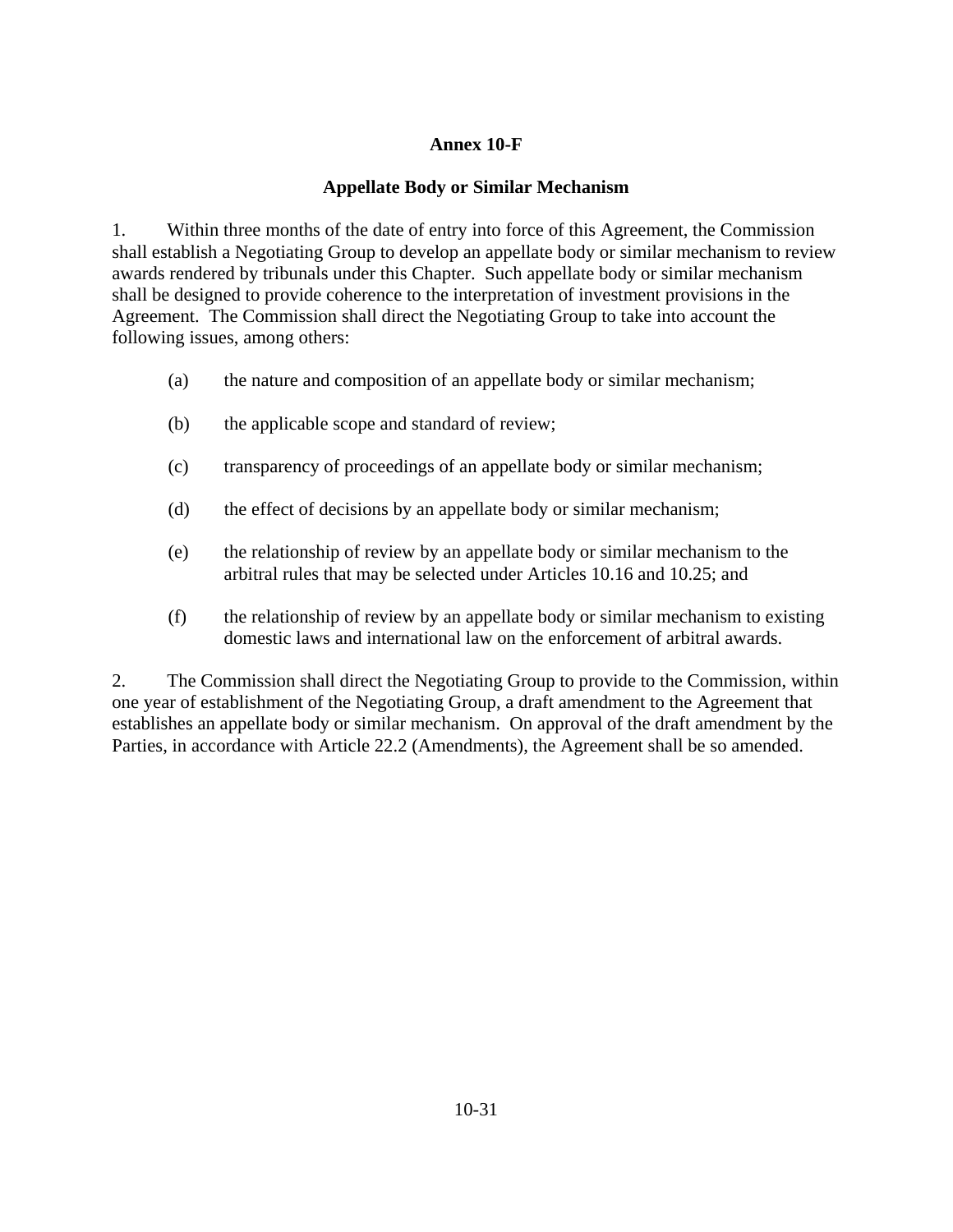## Annex 10-F

### Appellate Body or Similar Mechanism

1. Within three months of the date of entry into force of this Agreement, the Commission shall establish a Negotiating Group to develop an appellate body or similar mechanism to review awards rendered by tribunals under this Chapter. Such appellate body or similar mechanism shall be designed to provide coherence to the interpretation of investment provisions in the Agreement. The Commission shall direct the Negotiating Group to take into account the following issues, among others:

   (a) the nature and composition of an appellate body or similar mechanism;

   (b) the applicable scope and standard of review;

   (c) transparency of proceedings of an appellate body or similar mechanism;

   (d) the effect of decisions by an appellate body or similar mechanism;

   (e) the relationship of review by an appellate body or similar mechanism to the arbitral rules that may be selected under Articles 10.16 and 10.25; and

   (f) the relationship of review by an appellate body or similar mechanism to existing domestic laws and international law on the enforcement of arbitral awards.

2. The Commission shall direct the Negotiating Group to provide to the Commission, within one year of establishment of the Negotiating Group, a draft amendment to the Agreement that establishes an appellate body or similar mechanism. On approval of the draft amendment by the Parties, in accordance with Article 22.2 (Amendments), the Agreement shall be so amended.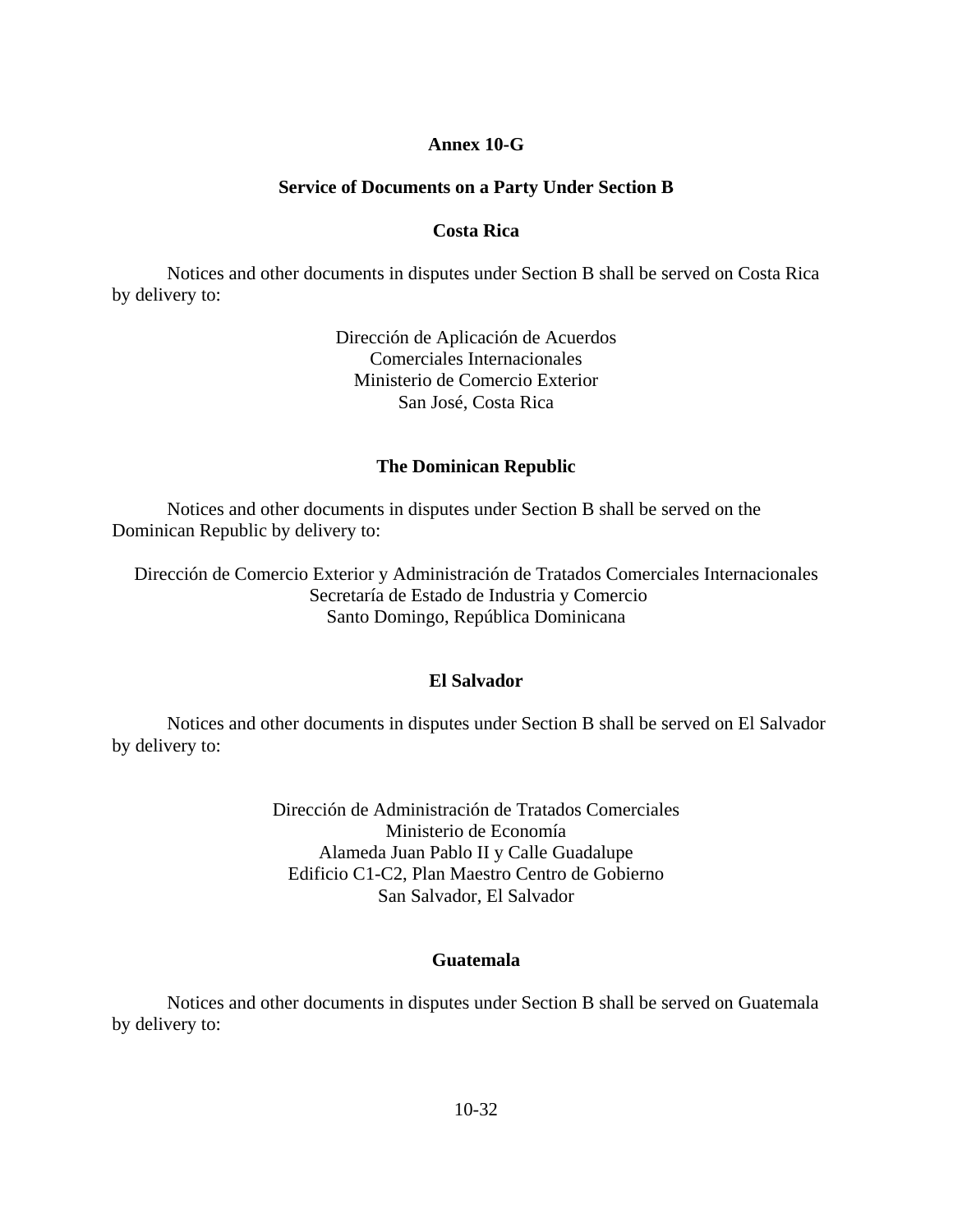# Annex 10-G

## Service of Documents on a Party Under Section B

### Costa Rica

Notices and other documents in disputes under Section B shall be served on Costa Rica by delivery to:

Dirección de Aplicación de Acuerdos
Comerciales Internacionales
Ministerio de Comercio Exterior
San José, Costa Rica

### The Dominican Republic

Notices and other documents in disputes under Section B shall be served on the Dominican Republic by delivery to:

Dirección de Comercio Exterior y Administración de Tratados Comerciales Internacionales
Secretaría de Estado de Industria y Comercio
Santo Domingo, República Dominicana

### El Salvador

Notices and other documents in disputes under Section B shall be served on El Salvador by delivery to:

Dirección de Administración de Tratados Comerciales
Ministerio de Economía
Alameda Juan Pablo II y Calle Guadalupe
Edificio C1-C2, Plan Maestro Centro de Gobierno
San Salvador, El Salvador

### Guatemala

Notices and other documents in disputes under Section B shall be served on Guatemala by delivery to: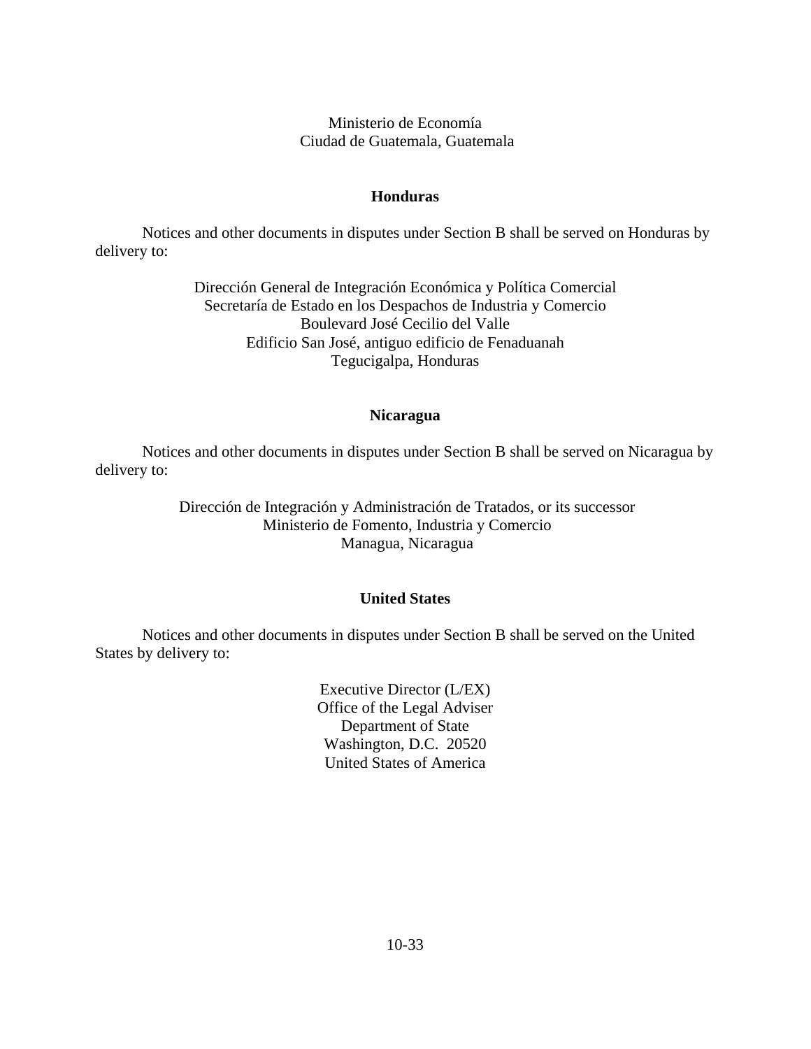Ministerio de Economía
Ciudad de Guatemala, Guatemala

**Honduras**

Notices and other documents in disputes under Section B shall be served on Honduras by delivery to:

Dirección General de Integración Económica y Política Comercial
Secretaría de Estado en los Despachos de Industria y Comercio
Boulevard José Cecilio del Valle
Edificio San José, antiguo edificio de Fenaduanah
Tegucigalpa, Honduras

**Nicaragua**

Notices and other documents in disputes under Section B shall be served on Nicaragua by delivery to:

Dirección de Integración y Administración de Tratados, or its successor
Ministerio de Fomento, Industria y Comercio
Managua, Nicaragua

**United States**

Notices and other documents in disputes under Section B shall be served on the United States by delivery to:

Executive Director (L/EX)
Office of the Legal Adviser
Department of State
Washington, D.C. 20520
United States of America